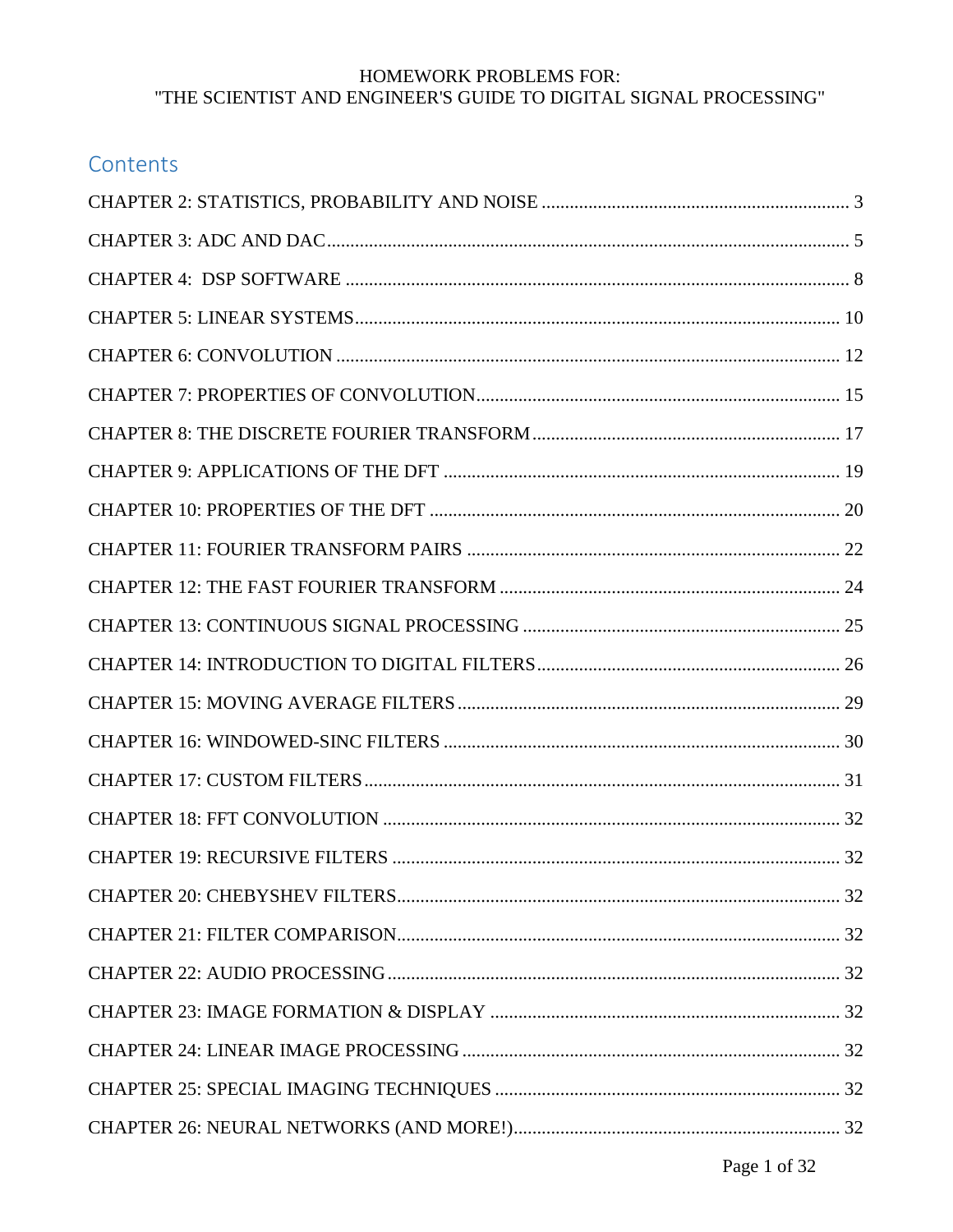HOMEWORK PROBLEMS FOR:
"THE SCIENTIST AND ENGINEER'S GUIDE TO DIGITAL SIGNAL PROCESSING"

## Contents

CHAPTER 2: STATISTICS, PROBABILITY AND NOISE ........................................ 3

CHAPTER 3: ADC AND DAC ........................................ 5

CHAPTER 4: DSP SOFTWARE ........................................ 8

CHAPTER 5: LINEAR SYSTEMS ........................................ 10

CHAPTER 6: CONVOLUTION ........................................ 12

CHAPTER 7: PROPERTIES OF CONVOLUTION ........................................ 15

CHAPTER 8: THE DISCRETE FOURIER TRANSFORM ........................................ 17

CHAPTER 9: APPLICATIONS OF THE DFT ........................................ 19

CHAPTER 10: PROPERTIES OF THE DFT ........................................ 20

CHAPTER 11: FOURIER TRANSFORM PAIRS ........................................ 22

CHAPTER 12: THE FAST FOURIER TRANSFORM ........................................ 24

CHAPTER 13: CONTINUOUS SIGNAL PROCESSING ........................................ 25

CHAPTER 14: INTRODUCTION TO DIGITAL FILTERS ........................................ 26

CHAPTER 15: MOVING AVERAGE FILTERS ........................................ 29

CHAPTER 16: WINDOWED-SINC FILTERS ........................................ 30

CHAPTER 17: CUSTOM FILTERS ........................................ 31

CHAPTER 18: FFT CONVOLUTION ........................................ 32

CHAPTER 19: RECURSIVE FILTERS ........................................ 32

CHAPTER 20: CHEBYSHEV FILTERS ........................................ 32

CHAPTER 21: FILTER COMPARISON ........................................ 32

CHAPTER 22: AUDIO PROCESSING ........................................ 32

CHAPTER 23: IMAGE FORMATION & DISPLAY ........................................ 32

CHAPTER 24: LINEAR IMAGE PROCESSING ........................................ 32

CHAPTER 25: SPECIAL IMAGING TECHNIQUES ........................................ 32

CHAPTER 26: NEURAL NETWORKS (AND MORE!) ........................................ 32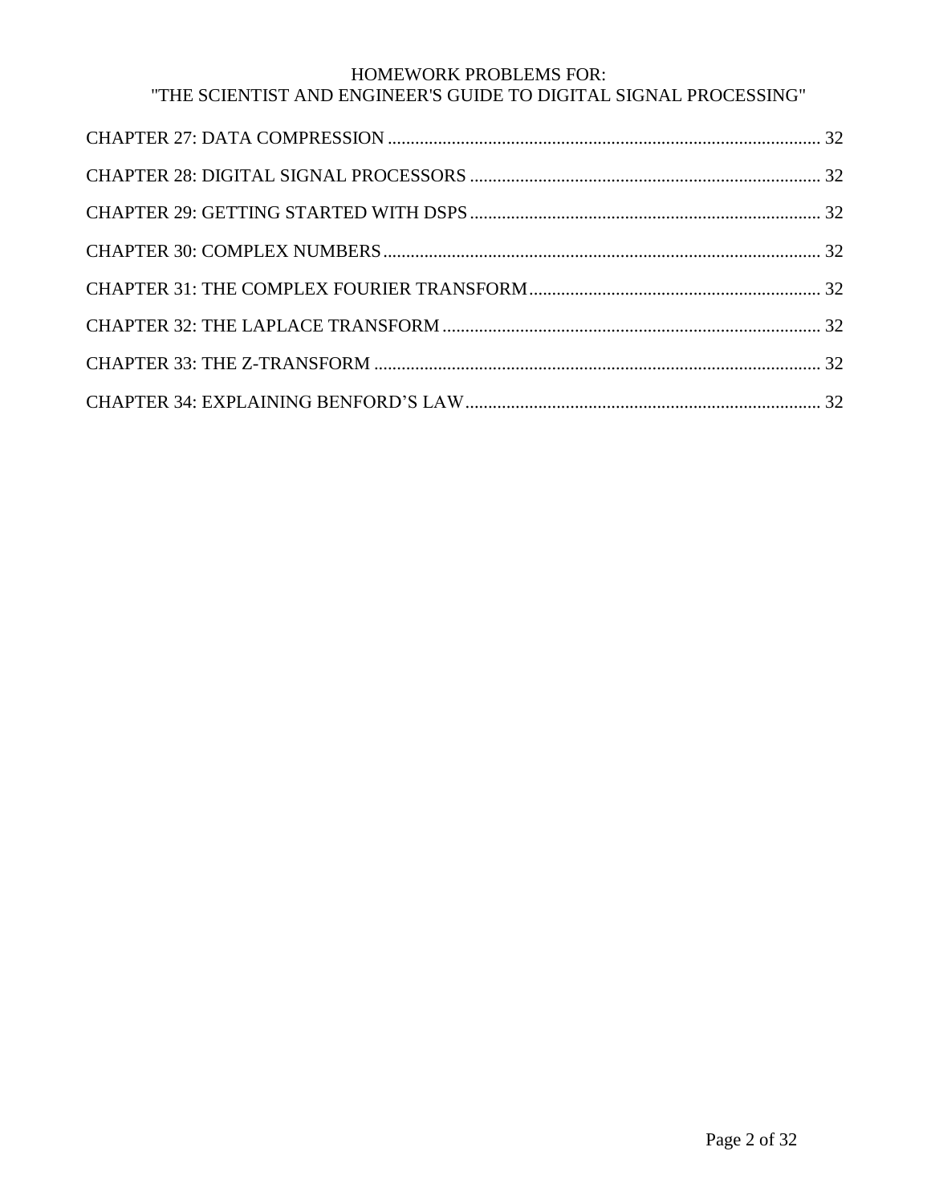CHAPTER 27: DATA COMPRESSION ................................................................................................ 32

CHAPTER 28: DIGITAL SIGNAL PROCESSORS ............................................................................. 32

CHAPTER 29: GETTING STARTED WITH DSPS ............................................................................. 32

CHAPTER 30: COMPLEX NUMBERS ................................................................................................ 32

CHAPTER 31: THE COMPLEX FOURIER TRANSFORM ................................................................ 32

CHAPTER 32: THE LAPLACE TRANSFORM .................................................................................. 32

CHAPTER 33: THE Z-TRANSFORM .................................................................................................. 32

CHAPTER 34: EXPLAINING BENFORD'S LAW .............................................................................. 32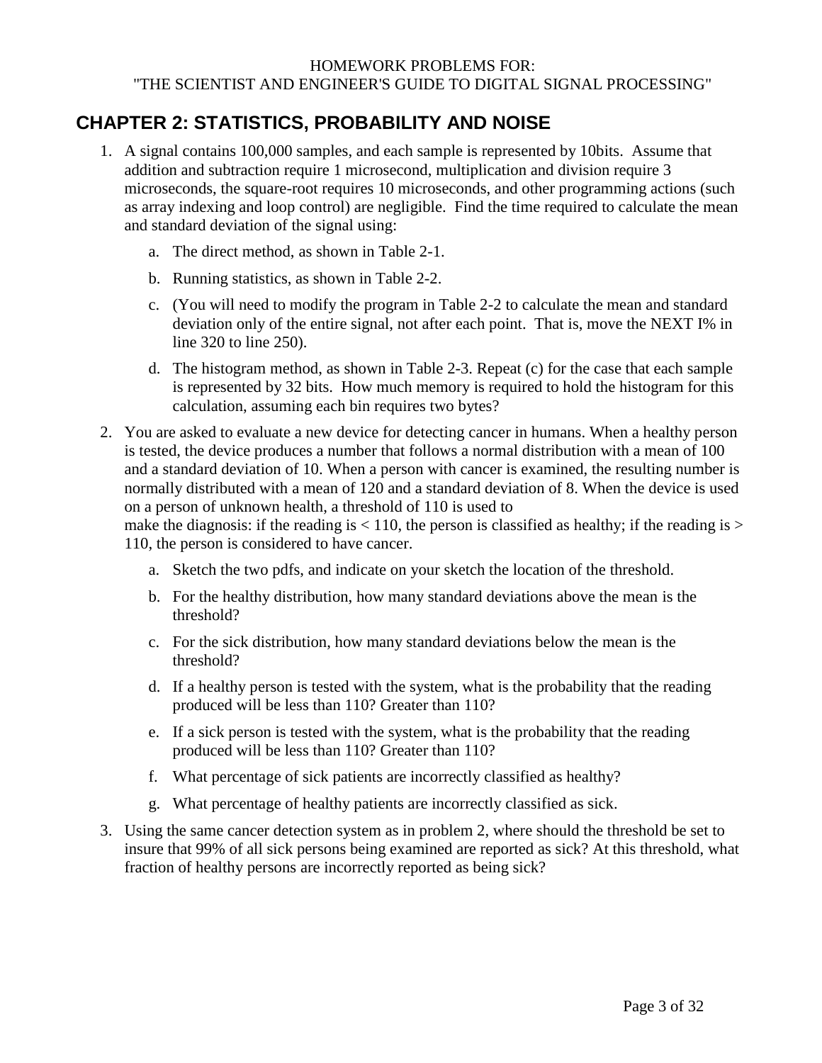HOMEWORK PROBLEMS FOR:
"THE SCIENTIST AND ENGINEER'S GUIDE TO DIGITAL SIGNAL PROCESSING"

## CHAPTER 2: STATISTICS, PROBABILITY AND NOISE

1. A signal contains 100,000 samples, and each sample is represented by 10bits. Assume that addition and subtraction require 1 microsecond, multiplication and division require 3 microseconds, the square-root requires 10 microseconds, and other programming actions (such as array indexing and loop control) are negligible. Find the time required to calculate the mean and standard deviation of the signal using:

    a. The direct method, as shown in Table 2-1.

    b. Running statistics, as shown in Table 2-2.

    c. (You will need to modify the program in Table 2-2 to calculate the mean and standard deviation only of the entire signal, not after each point. That is, move the NEXT I% in line 320 to line 250).

    d. The histogram method, as shown in Table 2-3. Repeat (c) for the case that each sample is represented by 32 bits. How much memory is required to hold the histogram for this calculation, assuming each bin requires two bytes?

2. You are asked to evaluate a new device for detecting cancer in humans. When a healthy person is tested, the device produces a number that follows a normal distribution with a mean of 100 and a standard deviation of 10. When a person with cancer is examined, the resulting number is normally distributed with a mean of 120 and a standard deviation of 8. When the device is used on a person of unknown health, a threshold of 110 is used to make the diagnosis: if the reading is < 110, the person is classified as healthy; if the reading is > 110, the person is considered to have cancer.

    a. Sketch the two pdfs, and indicate on your sketch the location of the threshold.

    b. For the healthy distribution, how many standard deviations above the mean is the threshold?

    c. For the sick distribution, how many standard deviations below the mean is the threshold?

    d. If a healthy person is tested with the system, what is the probability that the reading produced will be less than 110? Greater than 110?

    e. If a sick person is tested with the system, what is the probability that the reading produced will be less than 110? Greater than 110?

    f. What percentage of sick patients are incorrectly classified as healthy?

    g. What percentage of healthy patients are incorrectly classified as sick.

3. Using the same cancer detection system as in problem 2, where should the threshold be set to insure that 99% of all sick persons being examined are reported as sick? At this threshold, what fraction of healthy persons are incorrectly reported as being sick?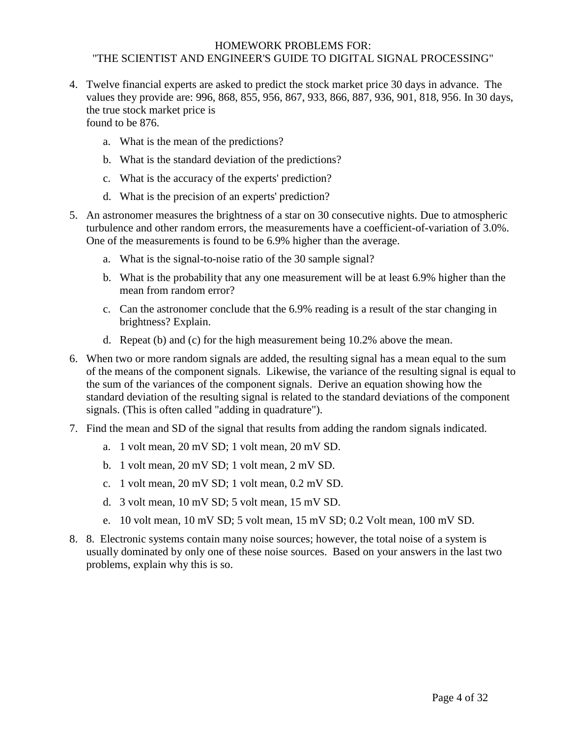HOMEWORK PROBLEMS FOR:
"THE SCIENTIST AND ENGINEER'S GUIDE TO DIGITAL SIGNAL PROCESSING"

4. Twelve financial experts are asked to predict the stock market price 30 days in advance. The values they provide are: 996, 868, 855, 956, 867, 933, 866, 887, 936, 901, 818, 956. In 30 days, the true stock market price is found to be 876.

    a. What is the mean of the predictions?

    b. What is the standard deviation of the predictions?

    c. What is the accuracy of the experts' prediction?

    d. What is the precision of an experts' prediction?

5. An astronomer measures the brightness of a star on 30 consecutive nights. Due to atmospheric turbulence and other random errors, the measurements have a coefficient-of-variation of 3.0%. One of the measurements is found to be 6.9% higher than the average.

    a. What is the signal-to-noise ratio of the 30 sample signal?

    b. What is the probability that any one measurement will be at least 6.9% higher than the mean from random error?

    c. Can the astronomer conclude that the 6.9% reading is a result of the star changing in brightness? Explain.

    d. Repeat (b) and (c) for the high measurement being 10.2% above the mean.

6. When two or more random signals are added, the resulting signal has a mean equal to the sum of the means of the component signals. Likewise, the variance of the resulting signal is equal to the sum of the variances of the component signals. Derive an equation showing how the standard deviation of the resulting signal is related to the standard deviations of the component signals. (This is often called "adding in quadrature").

7. Find the mean and SD of the signal that results from adding the random signals indicated.

    a. 1 volt mean, 20 mV SD; 1 volt mean, 20 mV SD.

    b. 1 volt mean, 20 mV SD; 1 volt mean, 2 mV SD.

    c. 1 volt mean, 20 mV SD; 1 volt mean, 0.2 mV SD.

    d. 3 volt mean, 10 mV SD; 5 volt mean, 15 mV SD.

    e. 10 volt mean, 10 mV SD; 5 volt mean, 15 mV SD; 0.2 Volt mean, 100 mV SD.

8. 8. Electronic systems contain many noise sources; however, the total noise of a system is usually dominated by only one of these noise sources. Based on your answers in the last two problems, explain why this is so.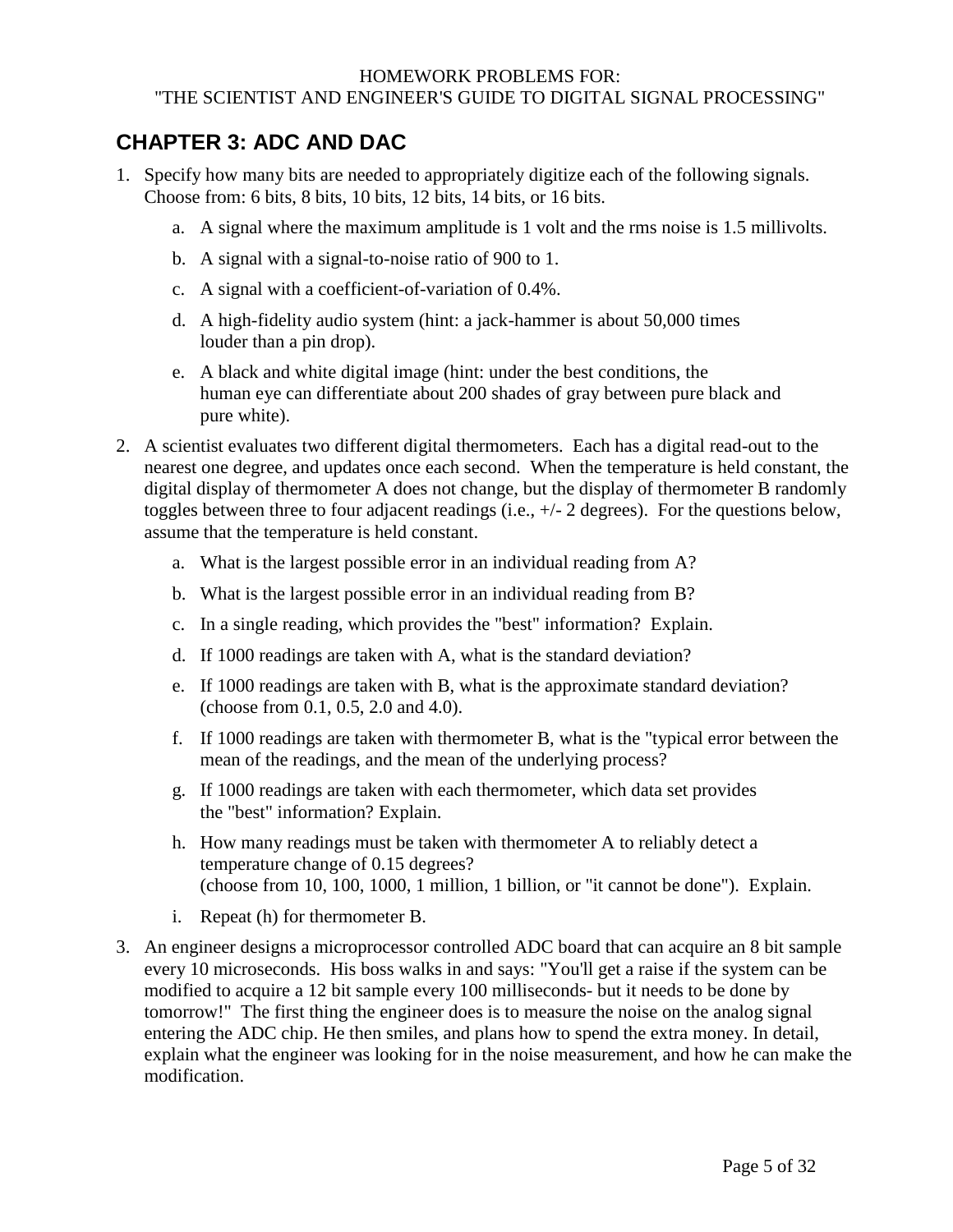HOMEWORK PROBLEMS FOR:
"THE SCIENTIST AND ENGINEER'S GUIDE TO DIGITAL SIGNAL PROCESSING"

## CHAPTER 3: ADC AND DAC

1. Specify how many bits are needed to appropriately digitize each of the following signals. Choose from: 6 bits, 8 bits, 10 bits, 12 bits, 14 bits, or 16 bits.

   a. A signal where the maximum amplitude is 1 volt and the rms noise is 1.5 millivolts.

   b. A signal with a signal-to-noise ratio of 900 to 1.

   c. A signal with a coefficient-of-variation of 0.4%.

   d. A high-fidelity audio system (hint: a jack-hammer is about 50,000 times louder than a pin drop).

   e. A black and white digital image (hint: under the best conditions, the human eye can differentiate about 200 shades of gray between pure black and pure white).

2. A scientist evaluates two different digital thermometers. Each has a digital read-out to the nearest one degree, and updates once each second. When the temperature is held constant, the digital display of thermometer A does not change, but the display of thermometer B randomly toggles between three to four adjacent readings (i.e., +/- 2 degrees). For the questions below, assume that the temperature is held constant.

   a. What is the largest possible error in an individual reading from A?

   b. What is the largest possible error in an individual reading from B?

   c. In a single reading, which provides the "best" information? Explain.

   d. If 1000 readings are taken with A, what is the standard deviation?

   e. If 1000 readings are taken with B, what is the approximate standard deviation? (choose from 0.1, 0.5, 2.0 and 4.0).

   f. If 1000 readings are taken with thermometer B, what is the "typical error between the mean of the readings, and the mean of the underlying process?

   g. If 1000 readings are taken with each thermometer, which data set provides the "best" information? Explain.

   h. How many readings must be taken with thermometer A to reliably detect a temperature change of 0.15 degrees? (choose from 10, 100, 1000, 1 million, 1 billion, or "it cannot be done"). Explain.

   i. Repeat (h) for thermometer B.

3. An engineer designs a microprocessor controlled ADC board that can acquire an 8 bit sample every 10 microseconds. His boss walks in and says: "You'll get a raise if the system can be modified to acquire a 12 bit sample every 100 milliseconds- but it needs to be done by tomorrow!" The first thing the engineer does is to measure the noise on the analog signal entering the ADC chip. He then smiles, and plans how to spend the extra money. In detail, explain what the engineer was looking for in the noise measurement, and how he can make the modification.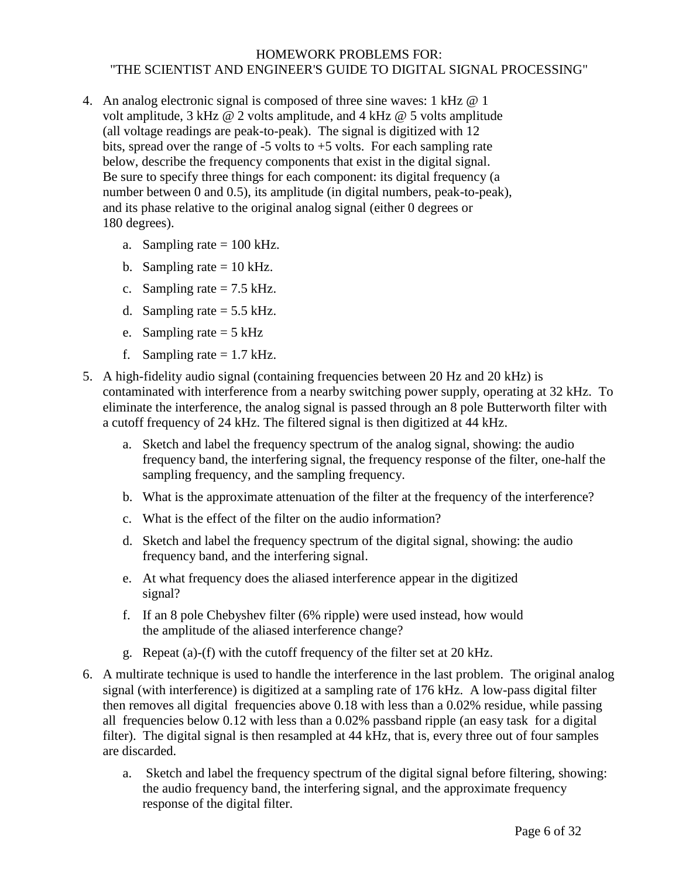HOMEWORK PROBLEMS FOR:
"THE SCIENTIST AND ENGINEER'S GUIDE TO DIGITAL SIGNAL PROCESSING"

4. An analog electronic signal is composed of three sine waves: 1 kHz @ 1 volt amplitude, 3 kHz @ 2 volts amplitude, and 4 kHz @ 5 volts amplitude (all voltage readings are peak-to-peak). The signal is digitized with 12 bits, spread over the range of -5 volts to +5 volts. For each sampling rate below, describe the frequency components that exist in the digital signal. Be sure to specify three things for each component: its digital frequency (a number between 0 and 0.5), its amplitude (in digital numbers, peak-to-peak), and its phase relative to the original analog signal (either 0 degrees or 180 degrees).
   a. Sampling rate = 100 kHz.
   b. Sampling rate = 10 kHz.
   c. Sampling rate = 7.5 kHz.
   d. Sampling rate = 5.5 kHz.
   e. Sampling rate = 5 kHz
   f. Sampling rate = 1.7 kHz.

5. A high-fidelity audio signal (containing frequencies between 20 Hz and 20 kHz) is contaminated with interference from a nearby switching power supply, operating at 32 kHz. To eliminate the interference, the analog signal is passed through an 8 pole Butterworth filter with a cutoff frequency of 24 kHz. The filtered signal is then digitized at 44 kHz.
   a. Sketch and label the frequency spectrum of the analog signal, showing: the audio frequency band, the interfering signal, the frequency response of the filter, one-half the sampling frequency, and the sampling frequency.
   b. What is the approximate attenuation of the filter at the frequency of the interference?
   c. What is the effect of the filter on the audio information?
   d. Sketch and label the frequency spectrum of the digital signal, showing: the audio frequency band, and the interfering signal.
   e. At what frequency does the aliased interference appear in the digitized signal?
   f. If an 8 pole Chebyshev filter (6% ripple) were used instead, how would the amplitude of the aliased interference change?
   g. Repeat (a)-(f) with the cutoff frequency of the filter set at 20 kHz.

6. A multirate technique is used to handle the interference in the last problem. The original analog signal (with interference) is digitized at a sampling rate of 176 kHz. A low-pass digital filter then removes all digital frequencies above 0.18 with less than a 0.02% residue, while passing all frequencies below 0.12 with less than a 0.02% passband ripple (an easy task for a digital filter). The digital signal is then resampled at 44 kHz, that is, every three out of four samples are discarded.
   a. Sketch and label the frequency spectrum of the digital signal before filtering, showing: the audio frequency band, the interfering signal, and the approximate frequency response of the digital filter.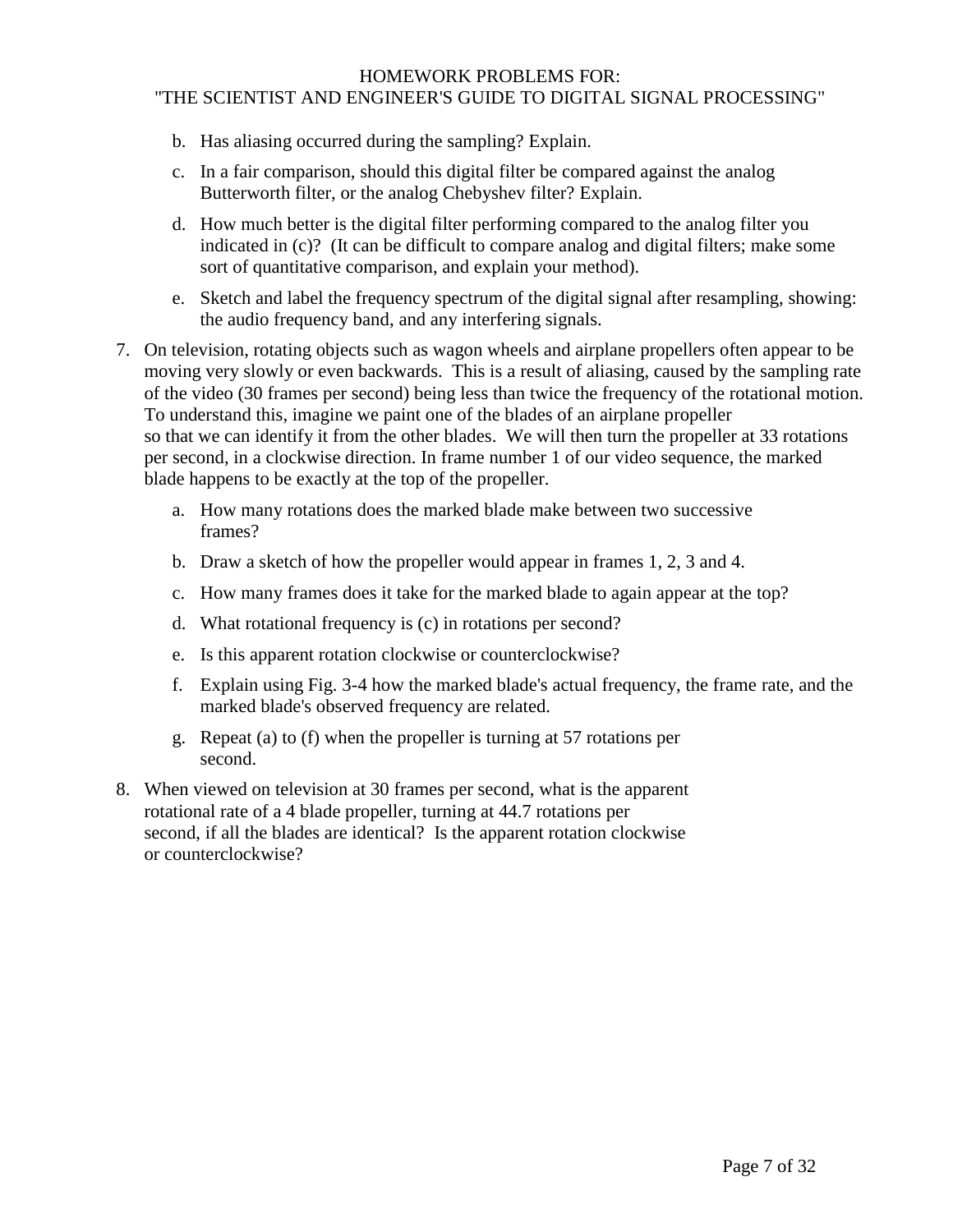b. Has aliasing occurred during the sampling? Explain.

c. In a fair comparison, should this digital filter be compared against the analog Butterworth filter, or the analog Chebyshev filter? Explain.

d. How much better is the digital filter performing compared to the analog filter you indicated in (c)? (It can be difficult to compare analog and digital filters; make some sort of quantitative comparison, and explain your method).

e. Sketch and label the frequency spectrum of the digital signal after resampling, showing: the audio frequency band, and any interfering signals.

7. On television, rotating objects such as wagon wheels and airplane propellers often appear to be moving very slowly or even backwards. This is a result of aliasing, caused by the sampling rate of the video (30 frames per second) being less than twice the frequency of the rotational motion. To understand this, imagine we paint one of the blades of an airplane propeller so that we can identify it from the other blades. We will then turn the propeller at 33 rotations per second, in a clockwise direction. In frame number 1 of our video sequence, the marked blade happens to be exactly at the top of the propeller.

   a. How many rotations does the marked blade make between two successive frames?

   b. Draw a sketch of how the propeller would appear in frames 1, 2, 3 and 4.

   c. How many frames does it take for the marked blade to again appear at the top?

   d. What rotational frequency is (c) in rotations per second?

   e. Is this apparent rotation clockwise or counterclockwise?

   f. Explain using Fig. 3-4 how the marked blade's actual frequency, the frame rate, and the marked blade's observed frequency are related.

   g. Repeat (a) to (f) when the propeller is turning at 57 rotations per second.

8. When viewed on television at 30 frames per second, what is the apparent rotational rate of a 4 blade propeller, turning at 44.7 rotations per second, if all the blades are identical? Is the apparent rotation clockwise or counterclockwise?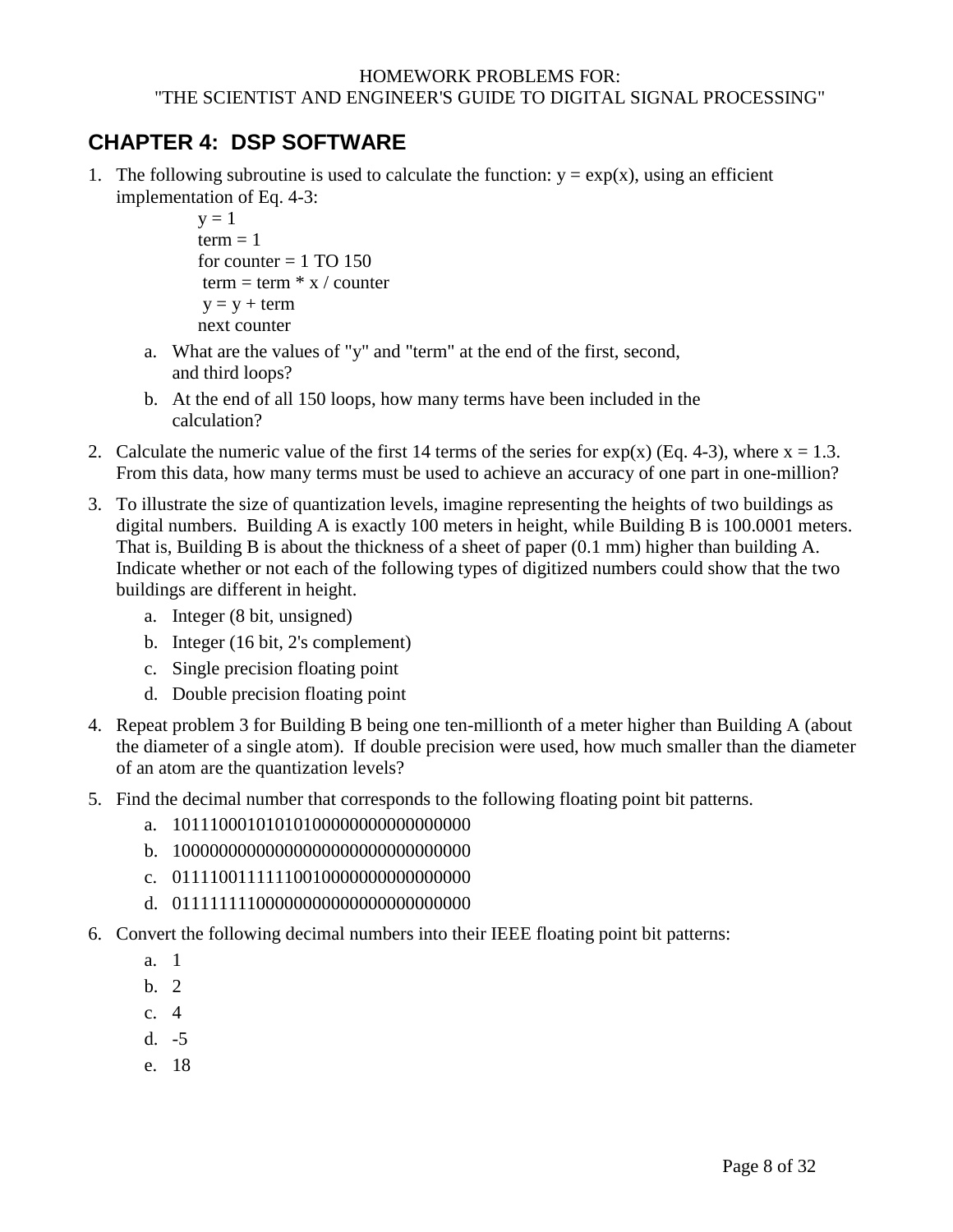HOMEWORK PROBLEMS FOR:
"THE SCIENTIST AND ENGINEER'S GUIDE TO DIGITAL SIGNAL PROCESSING"

## CHAPTER 4: DSP SOFTWARE

1. The following subroutine is used to calculate the function: y = exp(x), using an efficient implementation of Eq. 4-3:

```
y = 1
term = 1
for counter = 1 TO 150
 term = term * x / counter
 y = y + term
next counter
```

   a. What are the values of "y" and "term" at the end of the first, second, and third loops?

   b. At the end of all 150 loops, how many terms have been included in the calculation?

2. Calculate the numeric value of the first 14 terms of the series for exp(x) (Eq. 4-3), where x = 1.3. From this data, how many terms must be used to achieve an accuracy of one part in one-million?

3. To illustrate the size of quantization levels, imagine representing the heights of two buildings as digital numbers. Building A is exactly 100 meters in height, while Building B is 100.0001 meters. That is, Building B is about the thickness of a sheet of paper (0.1 mm) higher than building A. Indicate whether or not each of the following types of digitized numbers could show that the two buildings are different in height.

   a. Integer (8 bit, unsigned)

   b. Integer (16 bit, 2's complement)

   c. Single precision floating point

   d. Double precision floating point

4. Repeat problem 3 for Building B being one ten-millionth of a meter higher than Building A (about the diameter of a single atom). If double precision were used, how much smaller than the diameter of an atom are the quantization levels?

5. Find the decimal number that corresponds to the following floating point bit patterns.

   a. 10111000101010100000000000000000

   b. 10000000000000000000000000000000

   c. 01111001111110010000000000000000

   d. 01111111100000000000000000000000

6. Convert the following decimal numbers into their IEEE floating point bit patterns:

   a. 1

   b. 2

   c. 4

   d. -5

   e. 18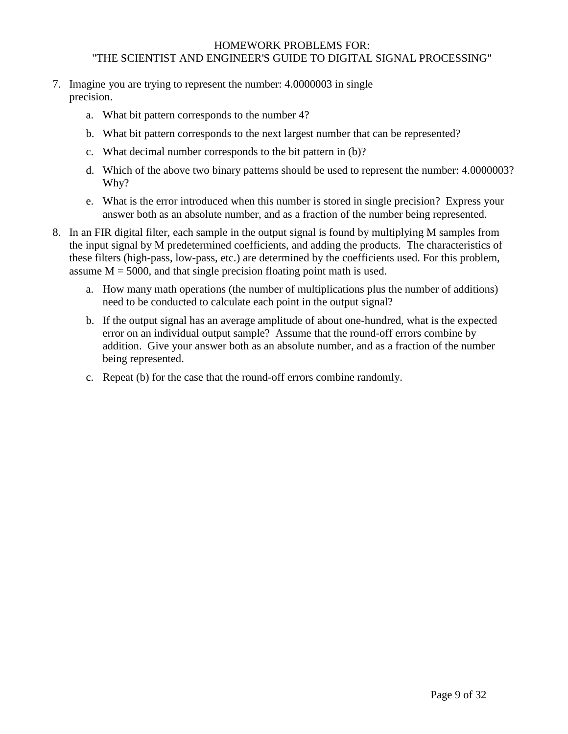7. Imagine you are trying to represent the number: 4.0000003 in single precision.

    a. What bit pattern corresponds to the number 4?

    b. What bit pattern corresponds to the next largest number that can be represented?

    c. What decimal number corresponds to the bit pattern in (b)?

    d. Which of the above two binary patterns should be used to represent the number: 4.0000003? Why?

    e. What is the error introduced when this number is stored in single precision? Express your answer both as an absolute number, and as a fraction of the number being represented.

8. In an FIR digital filter, each sample in the output signal is found by multiplying M samples from the input signal by M predetermined coefficients, and adding the products. The characteristics of these filters (high-pass, low-pass, etc.) are determined by the coefficients used. For this problem, assume M = 5000, and that single precision floating point math is used.

    a. How many math operations (the number of multiplications plus the number of additions) need to be conducted to calculate each point in the output signal?

    b. If the output signal has an average amplitude of about one-hundred, what is the expected error on an individual output sample? Assume that the round-off errors combine by addition. Give your answer both as an absolute number, and as a fraction of the number being represented.

    c. Repeat (b) for the case that the round-off errors combine randomly.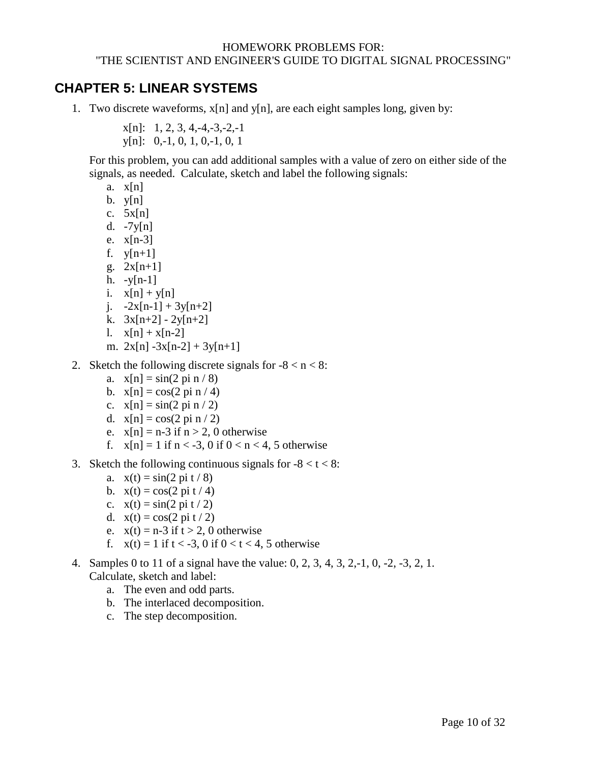HOMEWORK PROBLEMS FOR:
"THE SCIENTIST AND ENGINEER'S GUIDE TO DIGITAL SIGNAL PROCESSING"

## CHAPTER 5: LINEAR SYSTEMS

1. Two discrete waveforms, x[n] and y[n], are each eight samples long, given by:

   x[n]: 1, 2, 3, 4,-4,-3,-2,-1
   y[n]: 0,-1, 0, 1, 0,-1, 0, 1

   For this problem, you can add additional samples with a value of zero on either side of the signals, as needed. Calculate, sketch and label the following signals:
   a. x[n]
   b. y[n]
   c. 5x[n]
   d. -7y[n]
   e. x[n-3]
   f. y[n+1]
   g. 2x[n+1]
   h. -y[n-1]
   i. x[n] + y[n]
   j. -2x[n-1] + 3y[n+2]
   k. 3x[n+2] - 2y[n+2]
   l. x[n] + x[n-2]
   m. 2x[n] -3x[n-2] + 3y[n+1]

2. Sketch the following discrete signals for -8 < n < 8:
   a. x[n] = sin(2 pi n / 8)
   b. x[n] = cos(2 pi n / 4)
   c. x[n] = sin(2 pi n / 2)
   d. x[n] = cos(2 pi n / 2)
   e. x[n] = n-3 if n > 2, 0 otherwise
   f. x[n] = 1 if n < -3, 0 if 0 < n < 4, 5 otherwise

3. Sketch the following continuous signals for -8 < t < 8:
   a. x(t) = sin(2 pi t / 8)
   b. x(t) = cos(2 pi t / 4)
   c. x(t) = sin(2 pi t / 2)
   d. x(t) = cos(2 pi t / 2)
   e. x(t) = n-3 if t > 2, 0 otherwise
   f. x(t) = 1 if t < -3, 0 if 0 < t < 4, 5 otherwise

4. Samples 0 to 11 of a signal have the value: 0, 2, 3, 4, 3, 2,-1, 0, -2, -3, 2, 1.
   Calculate, sketch and label:
   a. The even and odd parts.
   b. The interlaced decomposition.
   c. The step decomposition.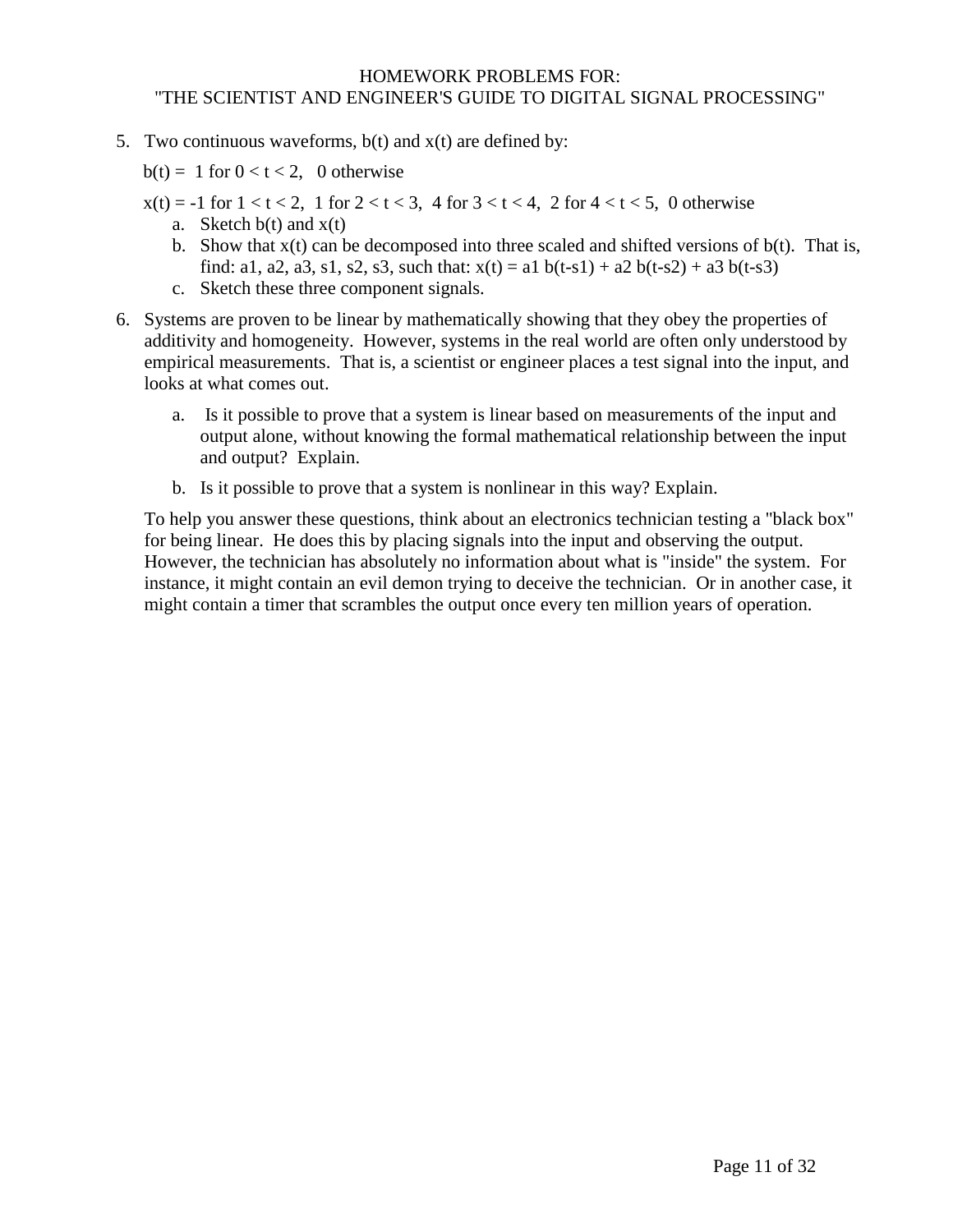5. Two continuous waveforms, $b(t)$ and $x(t)$ are defined by:

   $b(t) = 1$ for $0 < t < 2$, 0 otherwise

   $x(t) = -1$ for $1 < t < 2$, 1 for $2 < t < 3$, 4 for $3 < t < 4$, 2 for $4 < t < 5$, 0 otherwise

   a. Sketch $b(t)$ and $x(t)$
   b. Show that $x(t)$ can be decomposed into three scaled and shifted versions of $b(t)$. That is, find: a1, a2, a3, s1, s2, s3, such that: $x(t) = a1\, b(t\text{-}s1) + a2\, b(t\text{-}s2) + a3\, b(t\text{-}s3)$
   c. Sketch these three component signals.

6. Systems are proven to be linear by mathematically showing that they obey the properties of additivity and homogeneity. However, systems in the real world are often only understood by empirical measurements. That is, a scientist or engineer places a test signal into the input, and looks at what comes out.

   a. Is it possible to prove that a system is linear based on measurements of the input and output alone, without knowing the formal mathematical relationship between the input and output? Explain.

   b. Is it possible to prove that a system is nonlinear in this way? Explain.

   To help you answer these questions, think about an electronics technician testing a "black box" for being linear. He does this by placing signals into the input and observing the output. However, the technician has absolutely no information about what is "inside" the system. For instance, it might contain an evil demon trying to deceive the technician. Or in another case, it might contain a timer that scrambles the output once every ten million years of operation.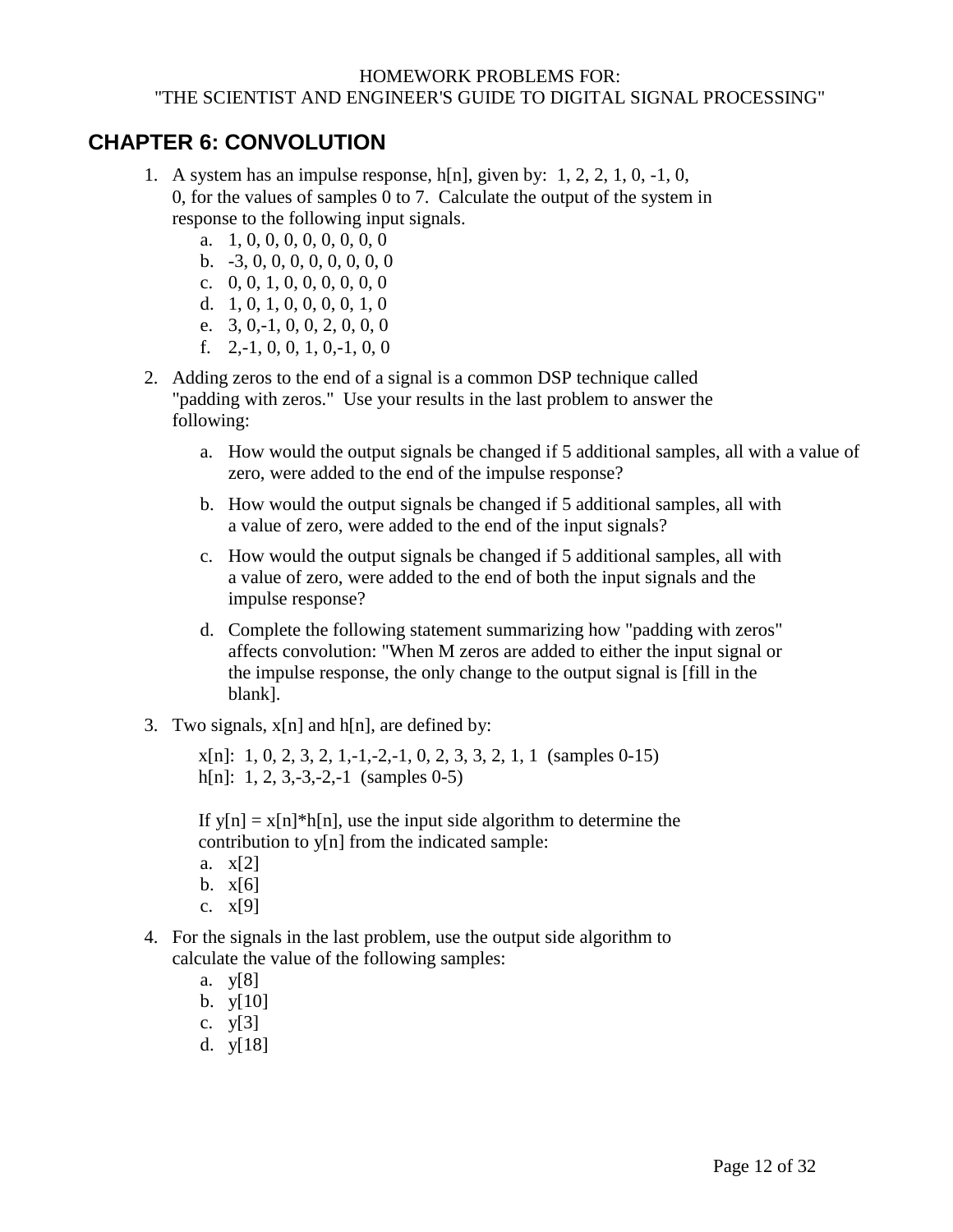HOMEWORK PROBLEMS FOR:
"THE SCIENTIST AND ENGINEER'S GUIDE TO DIGITAL SIGNAL PROCESSING"

# CHAPTER 6: CONVOLUTION

1. A system has an impulse response, $h[n]$, given by: 1, 2, 2, 1, 0, -1, 0, 0, for the values of samples 0 to 7. Calculate the output of the system in response to the following input signals.
   a. 1, 0, 0, 0, 0, 0, 0, 0
   b. -3, 0, 0, 0, 0, 0, 0, 0
   c. 0, 0, 1, 0, 0, 0, 0, 0
   d. 1, 0, 1, 0, 0, 0, 1, 0
   e. 3, 0,-1, 0, 0, 2, 0, 0
   f. 2,-1, 0, 0, 1, 0,-1, 0

2. Adding zeros to the end of a signal is a common DSP technique called "padding with zeros." Use your results in the last problem to answer the following:

   a. How would the output signals be changed if 5 additional samples, all with a value of zero, were added to the end of the impulse response?

   b. How would the output signals be changed if 5 additional samples, all with a value of zero, were added to the end of the input signals?

   c. How would the output signals be changed if 5 additional samples, all with a value of zero, were added to the end of both the input signals and the impulse response?

   d. Complete the following statement summarizing how "padding with zeros" affects convolution: "When M zeros are added to either the input signal or the impulse response, the only change to the output signal is [fill in the blank].

3. Two signals, $x[n]$ and $h[n]$, are defined by:

   $x[n]$: 1, 0, 2, 3, 2, 1,-1,-2,-1, 0, 2, 3, 3, 2, 1, 1 (samples 0-15)
   $h[n]$: 1, 2, 3,-3,-2,-1 (samples 0-5)

   If $y[n] = x[n]*h[n]$, use the input side algorithm to determine the contribution to $y[n]$ from the indicated sample:
   a. $x[2]$
   b. $x[6]$
   c. $x[9]$

4. For the signals in the last problem, use the output side algorithm to calculate the value of the following samples:
   a. $y[8]$
   b. $y[10]$
   c. $y[3]$
   d. $y[18]$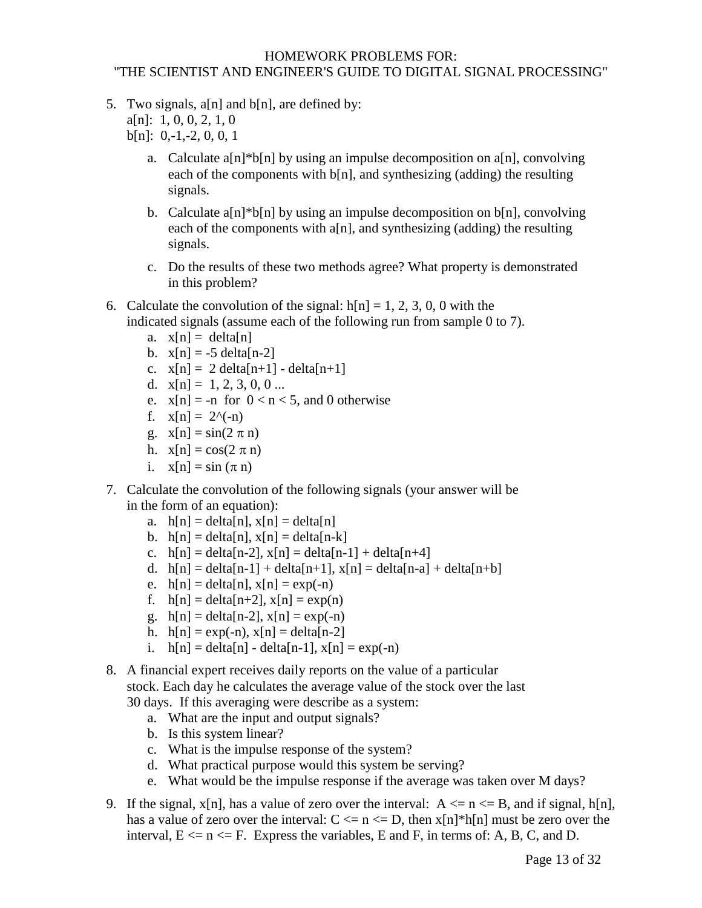5. Two signals, a[n] and b[n], are defined by:
   a[n]: 1, 0, 0, 2, 1, 0
   b[n]: 0,-1,-2, 0, 0, 1
   a. Calculate a[n]*b[n] by using an impulse decomposition on a[n], convolving each of the components with b[n], and synthesizing (adding) the resulting signals.
   b. Calculate a[n]*b[n] by using an impulse decomposition on b[n], convolving each of the components with a[n], and synthesizing (adding) the resulting signals.
   c. Do the results of these two methods agree? What property is demonstrated in this problem?

6. Calculate the convolution of the signal: h[n] = 1, 2, 3, 0, 0 with the indicated signals (assume each of the following run from sample 0 to 7).
   a. x[n] = delta[n]
   b. x[n] = -5 delta[n-2]
   c. x[n] = 2 delta[n+1] - delta[n+1]
   d. x[n] = 1, 2, 3, 0, 0 ...
   e. x[n] = -n for $0 < n < 5$, and 0 otherwise
   f. x[n] = $2^{(-n)}$
   g. x[n] = $\sin(2\pi n)$
   h. x[n] = $\cos(2\pi n)$
   i. x[n] = $\sin(\pi n)$

7. Calculate the convolution of the following signals (your answer will be in the form of an equation):
   a. h[n] = delta[n], x[n] = delta[n]
   b. h[n] = delta[n], x[n] = delta[n-k]
   c. h[n] = delta[n-2], x[n] = delta[n-1] + delta[n+4]
   d. h[n] = delta[n-1] + delta[n+1], x[n] = delta[n-a] + delta[n+b]
   e. h[n] = delta[n], x[n] = exp(-n)
   f. h[n] = delta[n+2], x[n] = exp(n)
   g. h[n] = delta[n-2], x[n] = exp(-n)
   h. h[n] = exp(-n), x[n] = delta[n-2]
   i. h[n] = delta[n] - delta[n-1], x[n] = exp(-n)

8. A financial expert receives daily reports on the value of a particular stock. Each day he calculates the average value of the stock over the last 30 days. If this averaging were describe as a system:
   a. What are the input and output signals?
   b. Is this system linear?
   c. What is the impulse response of the system?
   d. What practical purpose would this system be serving?
   e. What would be the impulse response if the average was taken over M days?

9. If the signal, x[n], has a value of zero over the interval: $A \le n \le B$, and if signal, h[n], has a value of zero over the interval: $C \le n \le D$, then x[n]*h[n] must be zero over the interval, $E \le n \le F$. Express the variables, E and F, in terms of: A, B, C, and D.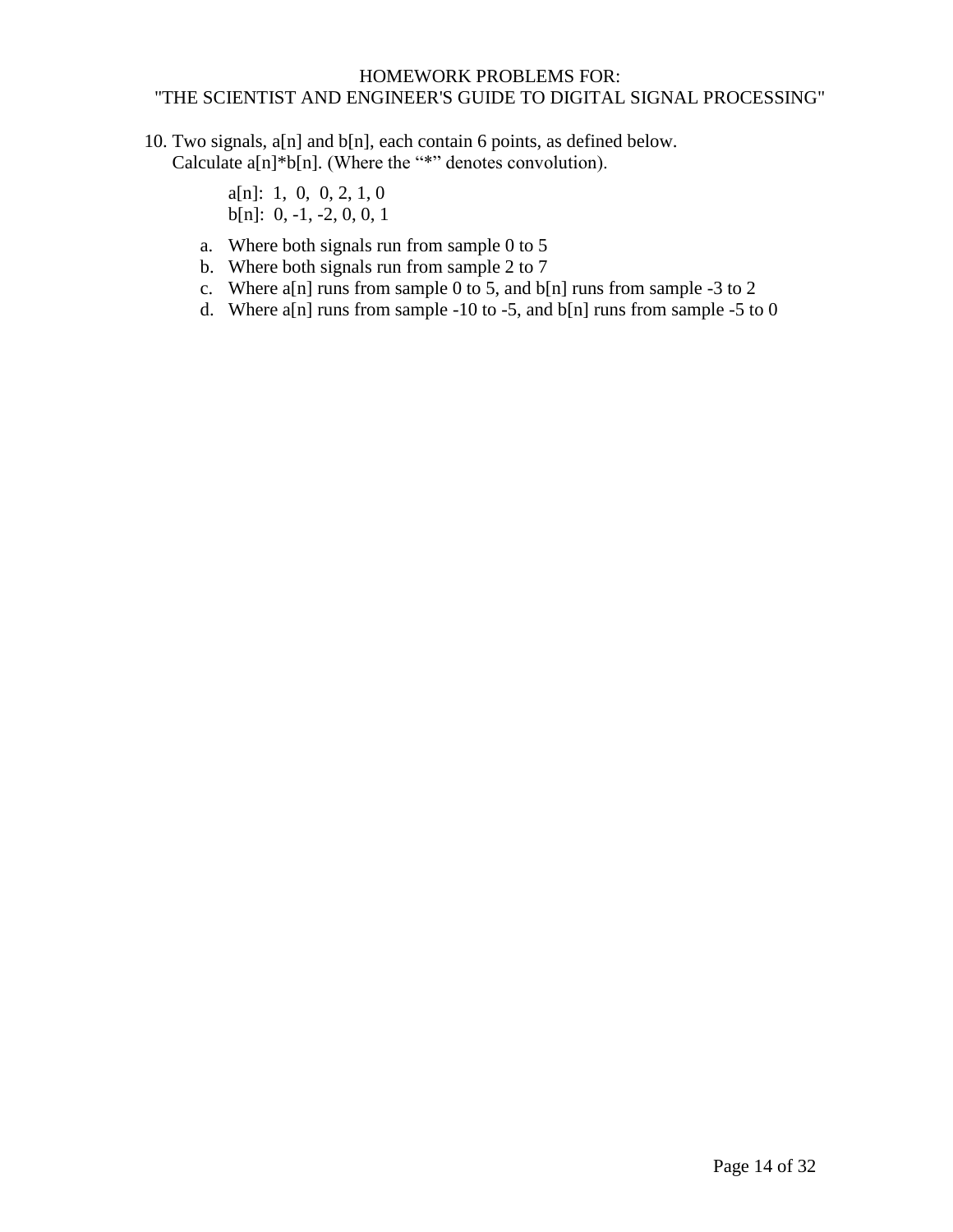10. Two signals, a[n] and b[n], each contain 6 points, as defined below.
    Calculate a[n]*b[n]. (Where the "*" denotes convolution).

    a[n]: 1, 0, 0, 2, 1, 0
    b[n]: 0, -1, -2, 0, 0, 1

    a. Where both signals run from sample 0 to 5
    b. Where both signals run from sample 2 to 7
    c. Where a[n] runs from sample 0 to 5, and b[n] runs from sample -3 to 2
    d. Where a[n] runs from sample -10 to -5, and b[n] runs from sample -5 to 0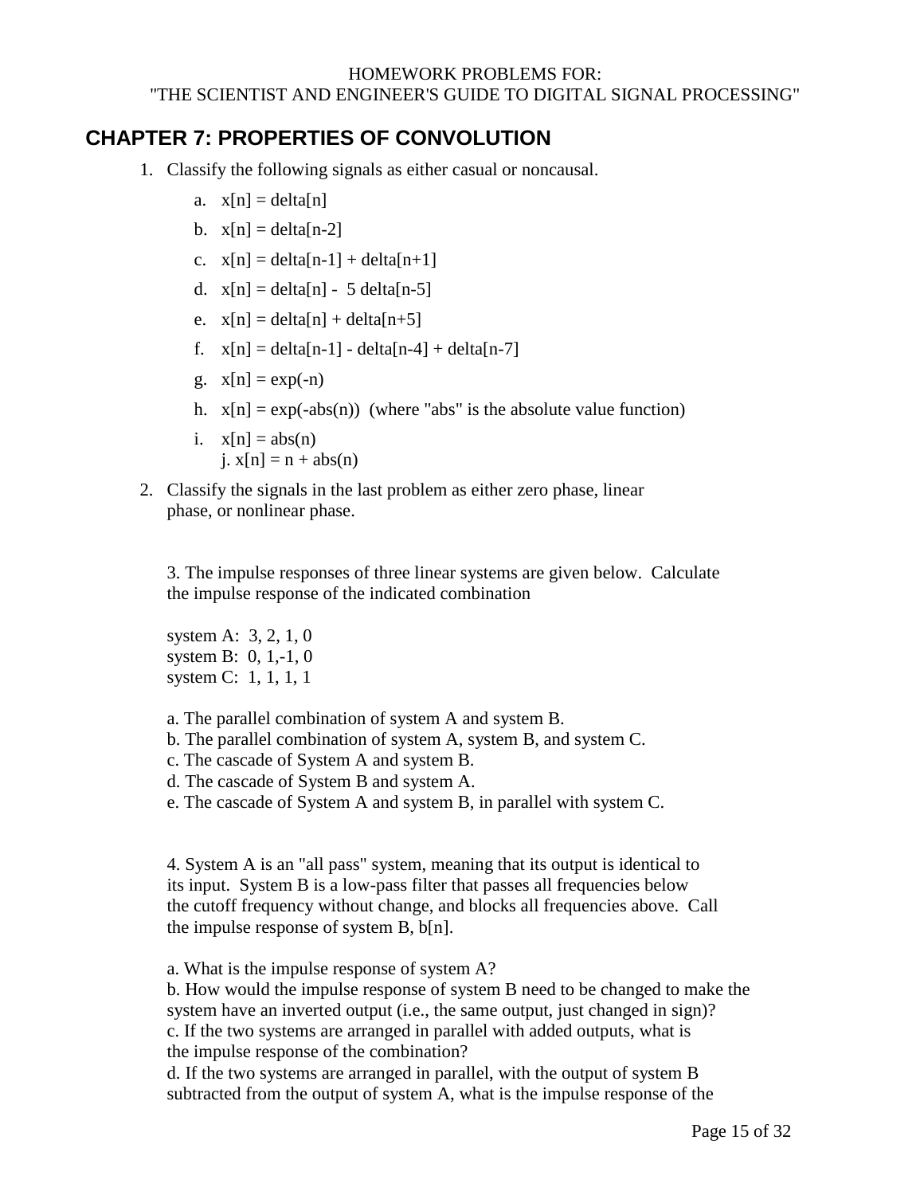HOMEWORK PROBLEMS FOR:
"THE SCIENTIST AND ENGINEER'S GUIDE TO DIGITAL SIGNAL PROCESSING"

## CHAPTER 7: PROPERTIES OF CONVOLUTION

1. Classify the following signals as either casual or noncausal.

    a. x[n] = delta[n]

    b. x[n] = delta[n-2]

    c. x[n] = delta[n-1] + delta[n+1]

    d. x[n] = delta[n] - 5 delta[n-5]

    e. x[n] = delta[n] + delta[n+5]

    f. x[n] = delta[n-1] - delta[n-4] + delta[n-7]

    g. x[n] = exp(-n)

    h. x[n] = exp(-abs(n)) (where "abs" is the absolute value function)

    i. x[n] = abs(n)
    j. x[n] = n + abs(n)

2. Classify the signals in the last problem as either zero phase, linear phase, or nonlinear phase.

3. The impulse responses of three linear systems are given below. Calculate the impulse response of the indicated combination

system A: 3, 2, 1, 0
system B: 0, 1,-1, 0
system C: 1, 1, 1, 1

a. The parallel combination of system A and system B.
b. The parallel combination of system A, system B, and system C.
c. The cascade of System A and system B.
d. The cascade of System B and system A.
e. The cascade of System A and system B, in parallel with system C.

4. System A is an "all pass" system, meaning that its output is identical to its input. System B is a low-pass filter that passes all frequencies below the cutoff frequency without change, and blocks all frequencies above. Call the impulse response of system B, b[n].

a. What is the impulse response of system A?
b. How would the impulse response of system B need to be changed to make the system have an inverted output (i.e., the same output, just changed in sign)?
c. If the two systems are arranged in parallel with added outputs, what is the impulse response of the combination?
d. If the two systems are arranged in parallel, with the output of system B subtracted from the output of system A, what is the impulse response of the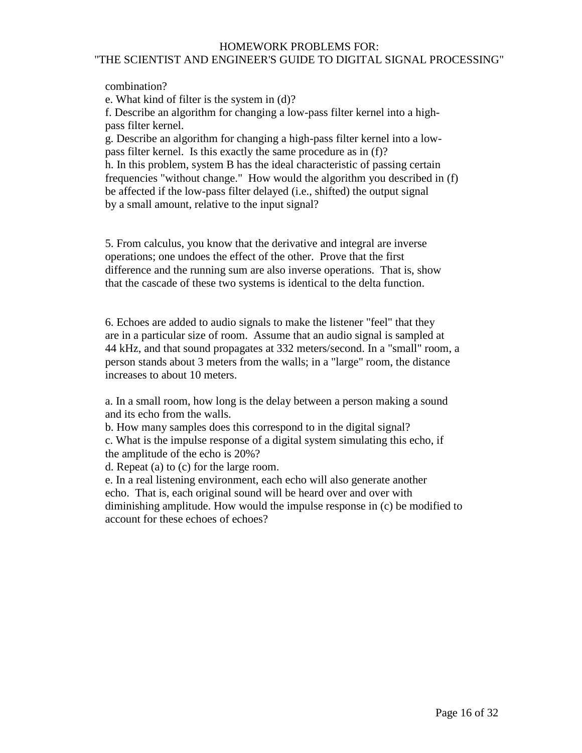combination?

e. What kind of filter is the system in (d)?

f. Describe an algorithm for changing a low-pass filter kernel into a high-pass filter kernel.

g. Describe an algorithm for changing a high-pass filter kernel into a low-pass filter kernel. Is this exactly the same procedure as in (f)?

h. In this problem, system B has the ideal characteristic of passing certain frequencies "without change." How would the algorithm you described in (f) be affected if the low-pass filter delayed (i.e., shifted) the output signal by a small amount, relative to the input signal?

5. From calculus, you know that the derivative and integral are inverse operations; one undoes the effect of the other. Prove that the first difference and the running sum are also inverse operations. That is, show that the cascade of these two systems is identical to the delta function.

6. Echoes are added to audio signals to make the listener "feel" that they are in a particular size of room. Assume that an audio signal is sampled at 44 kHz, and that sound propagates at 332 meters/second. In a "small" room, a person stands about 3 meters from the walls; in a "large" room, the distance increases to about 10 meters.

a. In a small room, how long is the delay between a person making a sound and its echo from the walls.

b. How many samples does this correspond to in the digital signal?

c. What is the impulse response of a digital system simulating this echo, if the amplitude of the echo is 20%?

d. Repeat (a) to (c) for the large room.

e. In a real listening environment, each echo will also generate another echo. That is, each original sound will be heard over and over with diminishing amplitude. How would the impulse response in (c) be modified to account for these echoes of echoes?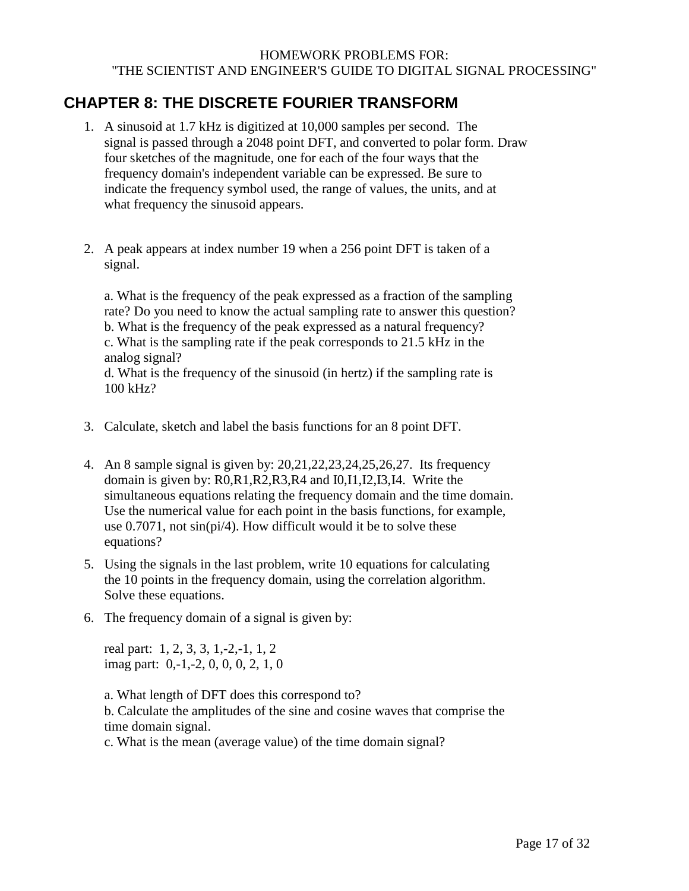HOMEWORK PROBLEMS FOR:
"THE SCIENTIST AND ENGINEER'S GUIDE TO DIGITAL SIGNAL PROCESSING"

## CHAPTER 8: THE DISCRETE FOURIER TRANSFORM

1. A sinusoid at 1.7 kHz is digitized at 10,000 samples per second. The signal is passed through a 2048 point DFT, and converted to polar form. Draw four sketches of the magnitude, one for each of the four ways that the frequency domain's independent variable can be expressed. Be sure to indicate the frequency symbol used, the range of values, the units, and at what frequency the sinusoid appears.

2. A peak appears at index number 19 when a 256 point DFT is taken of a signal.

   a. What is the frequency of the peak expressed as a fraction of the sampling rate? Do you need to know the actual sampling rate to answer this question?
   b. What is the frequency of the peak expressed as a natural frequency?
   c. What is the sampling rate if the peak corresponds to 21.5 kHz in the analog signal?
   d. What is the frequency of the sinusoid (in hertz) if the sampling rate is 100 kHz?

3. Calculate, sketch and label the basis functions for an 8 point DFT.

4. An 8 sample signal is given by: 20,21,22,23,24,25,26,27. Its frequency domain is given by: R0,R1,R2,R3,R4 and I0,I1,I2,I3,I4. Write the simultaneous equations relating the frequency domain and the time domain. Use the numerical value for each point in the basis functions, for example, use 0.7071, not sin(pi/4). How difficult would it be to solve these equations?

5. Using the signals in the last problem, write 10 equations for calculating the 10 points in the frequency domain, using the correlation algorithm. Solve these equations.

6. The frequency domain of a signal is given by:

   real part: 1, 2, 3, 3, 1,-2,-1, 1, 2
   imag part: 0,-1,-2, 0, 0, 0, 2, 1, 0

   a. What length of DFT does this correspond to?
   b. Calculate the amplitudes of the sine and cosine waves that comprise the time domain signal.
   c. What is the mean (average value) of the time domain signal?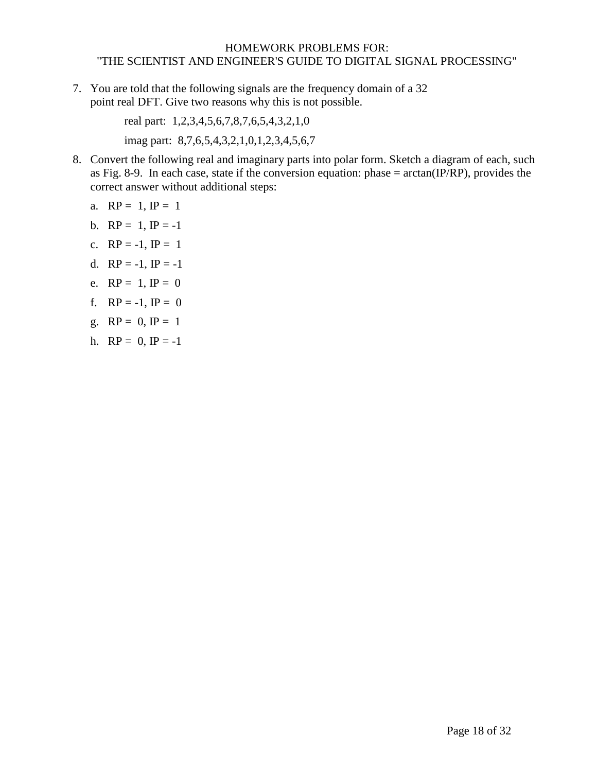HOMEWORK PROBLEMS FOR:
"THE SCIENTIST AND ENGINEER'S GUIDE TO DIGITAL SIGNAL PROCESSING"

7. You are told that the following signals are the frequency domain of a 32 point real DFT. Give two reasons why this is not possible.

   real part: 1,2,3,4,5,6,7,8,7,6,5,4,3,2,1,0

   imag part: 8,7,6,5,4,3,2,1,0,1,2,3,4,5,6,7

8. Convert the following real and imaginary parts into polar form. Sketch a diagram of each, such as Fig. 8-9. In each case, state if the conversion equation: phase = arctan(IP/RP), provides the correct answer without additional steps:

   a. RP = 1, IP = 1

   b. RP = 1, IP = -1

   c. RP = -1, IP = 1

   d. RP = -1, IP = -1

   e. RP = 1, IP = 0

   f. RP = -1, IP = 0

   g. RP = 0, IP = 1

   h. RP = 0, IP = -1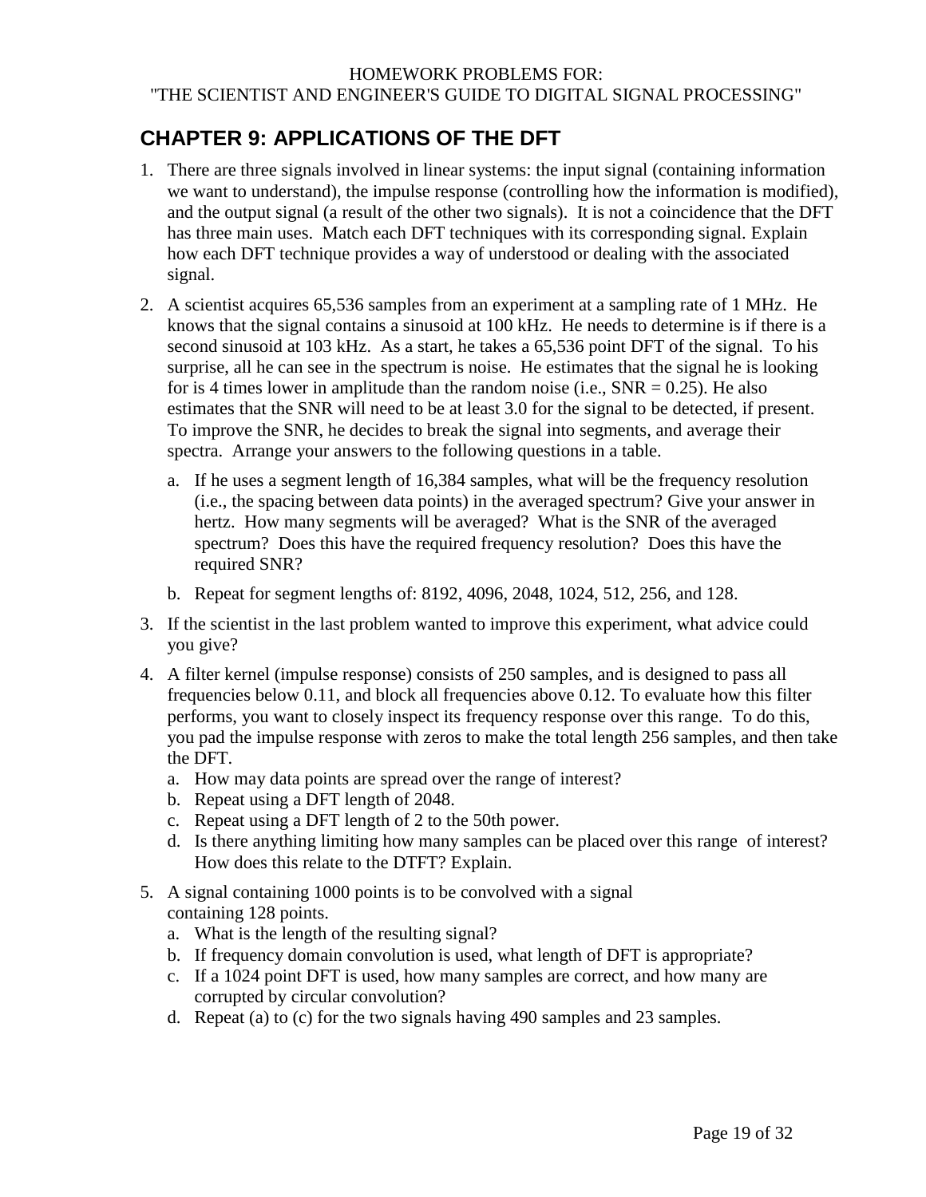HOMEWORK PROBLEMS FOR:
"THE SCIENTIST AND ENGINEER'S GUIDE TO DIGITAL SIGNAL PROCESSING"

## CHAPTER 9: APPLICATIONS OF THE DFT

1. There are three signals involved in linear systems: the input signal (containing information we want to understand), the impulse response (controlling how the information is modified), and the output signal (a result of the other two signals). It is not a coincidence that the DFT has three main uses. Match each DFT techniques with its corresponding signal. Explain how each DFT technique provides a way of understood or dealing with the associated signal.

2. A scientist acquires 65,536 samples from an experiment at a sampling rate of 1 MHz. He knows that the signal contains a sinusoid at 100 kHz. He needs to determine is if there is a second sinusoid at 103 kHz. As a start, he takes a 65,536 point DFT of the signal. To his surprise, all he can see in the spectrum is noise. He estimates that the signal he is looking for is 4 times lower in amplitude than the random noise (i.e., SNR = 0.25). He also estimates that the SNR will need to be at least 3.0 for the signal to be detected, if present. To improve the SNR, he decides to break the signal into segments, and average their spectra. Arrange your answers to the following questions in a table.

   a. If he uses a segment length of 16,384 samples, what will be the frequency resolution (i.e., the spacing between data points) in the averaged spectrum? Give your answer in hertz. How many segments will be averaged? What is the SNR of the averaged spectrum? Does this have the required frequency resolution? Does this have the required SNR?

   b. Repeat for segment lengths of: 8192, 4096, 2048, 1024, 512, 256, and 128.

3. If the scientist in the last problem wanted to improve this experiment, what advice could you give?

4. A filter kernel (impulse response) consists of 250 samples, and is designed to pass all frequencies below 0.11, and block all frequencies above 0.12. To evaluate how this filter performs, you want to closely inspect its frequency response over this range. To do this, you pad the impulse response with zeros to make the total length 256 samples, and then take the DFT.
   a. How may data points are spread over the range of interest?
   b. Repeat using a DFT length of 2048.
   c. Repeat using a DFT length of 2 to the 50th power.
   d. Is there anything limiting how many samples can be placed over this range of interest? How does this relate to the DTFT? Explain.

5. A signal containing 1000 points is to be convolved with a signal containing 128 points.
   a. What is the length of the resulting signal?
   b. If frequency domain convolution is used, what length of DFT is appropriate?
   c. If a 1024 point DFT is used, how many samples are correct, and how many are corrupted by circular convolution?
   d. Repeat (a) to (c) for the two signals having 490 samples and 23 samples.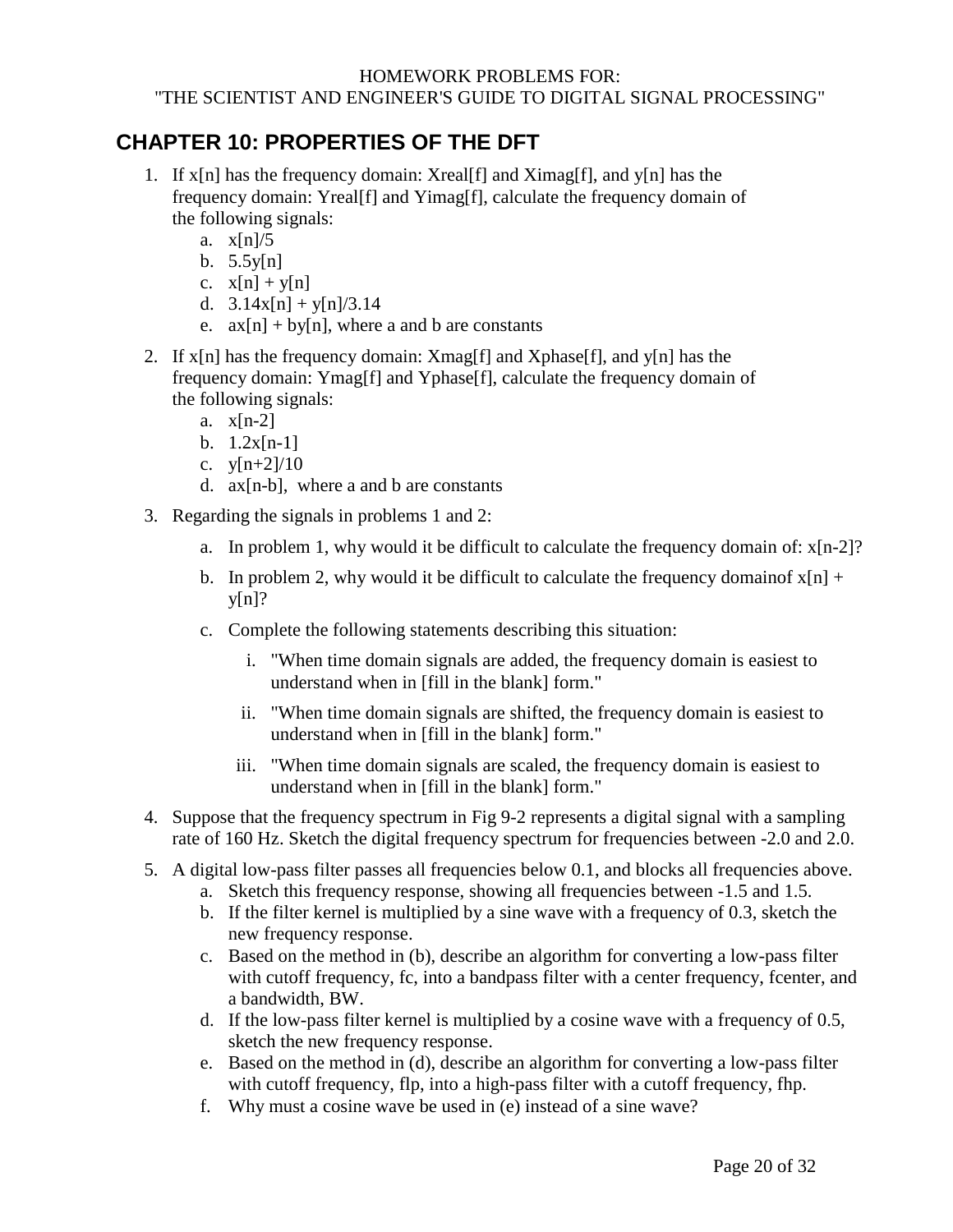HOMEWORK PROBLEMS FOR:
"THE SCIENTIST AND ENGINEER'S GUIDE TO DIGITAL SIGNAL PROCESSING"

## CHAPTER 10: PROPERTIES OF THE DFT

1. If x[n] has the frequency domain: Xreal[f] and Ximag[f], and y[n] has the frequency domain: Yreal[f] and Yimag[f], calculate the frequency domain of the following signals:
   a. x[n]/5
   b. 5.5y[n]
   c. x[n] + y[n]
   d. 3.14x[n] + y[n]/3.14
   e. ax[n] + by[n], where a and b are constants

2. If x[n] has the frequency domain: Xmag[f] and Xphase[f], and y[n] has the frequency domain: Ymag[f] and Yphase[f], calculate the frequency domain of the following signals:
   a. x[n-2]
   b. 1.2x[n-1]
   c. y[n+2]/10
   d. ax[n-b], where a and b are constants

3. Regarding the signals in problems 1 and 2:
   a. In problem 1, why would it be difficult to calculate the frequency domain of: x[n-2]?
   b. In problem 2, why would it be difficult to calculate the frequency domainof x[n] + y[n]?
   c. Complete the following statements describing this situation:
      i. "When time domain signals are added, the frequency domain is easiest to understand when in [fill in the blank] form."
      ii. "When time domain signals are shifted, the frequency domain is easiest to understand when in [fill in the blank] form."
      iii. "When time domain signals are scaled, the frequency domain is easiest to understand when in [fill in the blank] form."

4. Suppose that the frequency spectrum in Fig 9-2 represents a digital signal with a sampling rate of 160 Hz. Sketch the digital frequency spectrum for frequencies between -2.0 and 2.0.

5. A digital low-pass filter passes all frequencies below 0.1, and blocks all frequencies above.
   a. Sketch this frequency response, showing all frequencies between -1.5 and 1.5.
   b. If the filter kernel is multiplied by a sine wave with a frequency of 0.3, sketch the new frequency response.
   c. Based on the method in (b), describe an algorithm for converting a low-pass filter with cutoff frequency, fc, into a bandpass filter with a center frequency, fcenter, and a bandwidth, BW.
   d. If the low-pass filter kernel is multiplied by a cosine wave with a frequency of 0.5, sketch the new frequency response.
   e. Based on the method in (d), describe an algorithm for converting a low-pass filter with cutoff frequency, flp, into a high-pass filter with a cutoff frequency, fhp.
   f. Why must a cosine wave be used in (e) instead of a sine wave?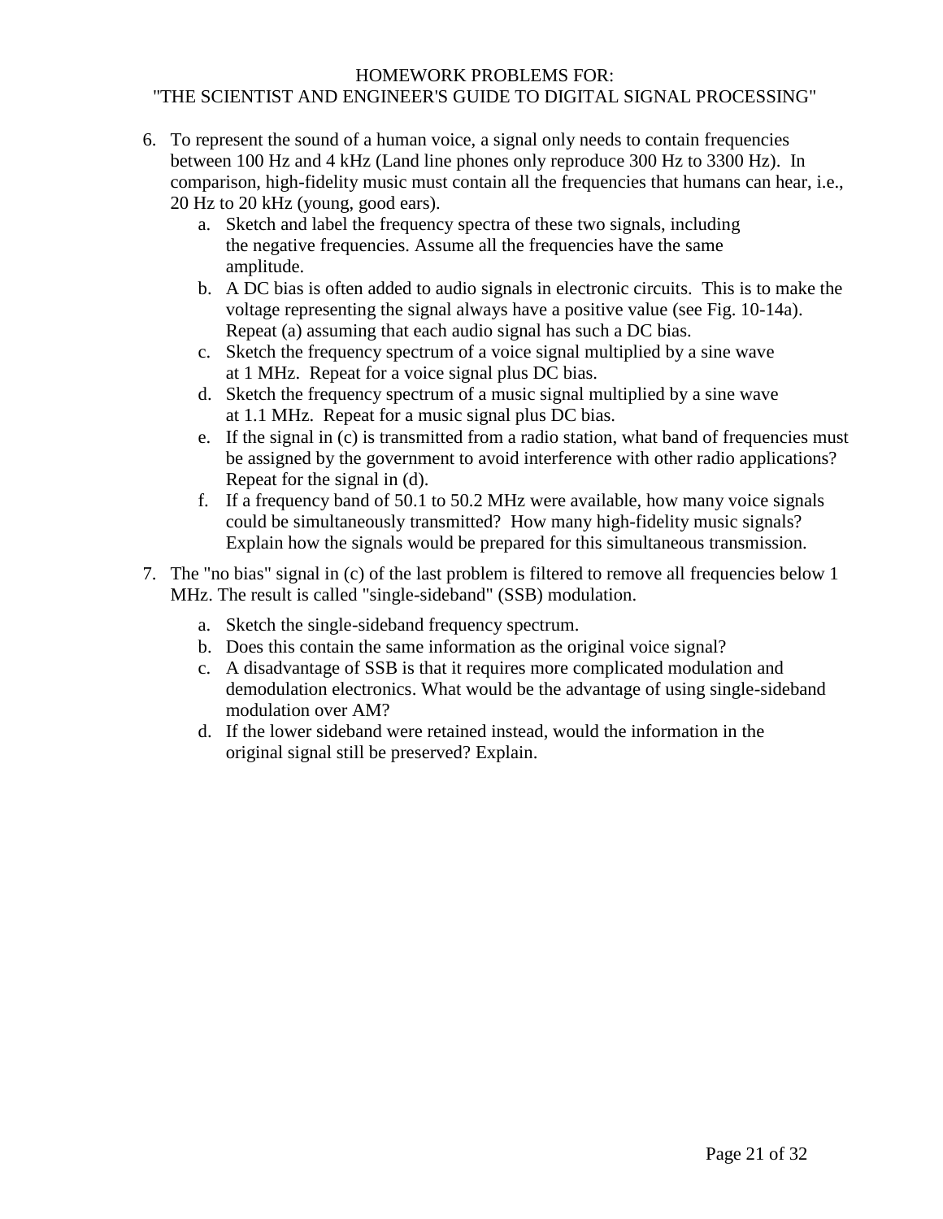HOMEWORK PROBLEMS FOR:
"THE SCIENTIST AND ENGINEER'S GUIDE TO DIGITAL SIGNAL PROCESSING"

6. To represent the sound of a human voice, a signal only needs to contain frequencies between 100 Hz and 4 kHz (Land line phones only reproduce 300 Hz to 3300 Hz). In comparison, high-fidelity music must contain all the frequencies that humans can hear, i.e., 20 Hz to 20 kHz (young, good ears).
   a. Sketch and label the frequency spectra of these two signals, including the negative frequencies. Assume all the frequencies have the same amplitude.
   b. A DC bias is often added to audio signals in electronic circuits. This is to make the voltage representing the signal always have a positive value (see Fig. 10-14a). Repeat (a) assuming that each audio signal has such a DC bias.
   c. Sketch the frequency spectrum of a voice signal multiplied by a sine wave at 1 MHz. Repeat for a voice signal plus DC bias.
   d. Sketch the frequency spectrum of a music signal multiplied by a sine wave at 1.1 MHz. Repeat for a music signal plus DC bias.
   e. If the signal in (c) is transmitted from a radio station, what band of frequencies must be assigned by the government to avoid interference with other radio applications? Repeat for the signal in (d).
   f. If a frequency band of 50.1 to 50.2 MHz were available, how many voice signals could be simultaneously transmitted? How many high-fidelity music signals? Explain how the signals would be prepared for this simultaneous transmission.

7. The "no bias" signal in (c) of the last problem is filtered to remove all frequencies below 1 MHz. The result is called "single-sideband" (SSB) modulation.
   a. Sketch the single-sideband frequency spectrum.
   b. Does this contain the same information as the original voice signal?
   c. A disadvantage of SSB is that it requires more complicated modulation and demodulation electronics. What would be the advantage of using single-sideband modulation over AM?
   d. If the lower sideband were retained instead, would the information in the original signal still be preserved? Explain.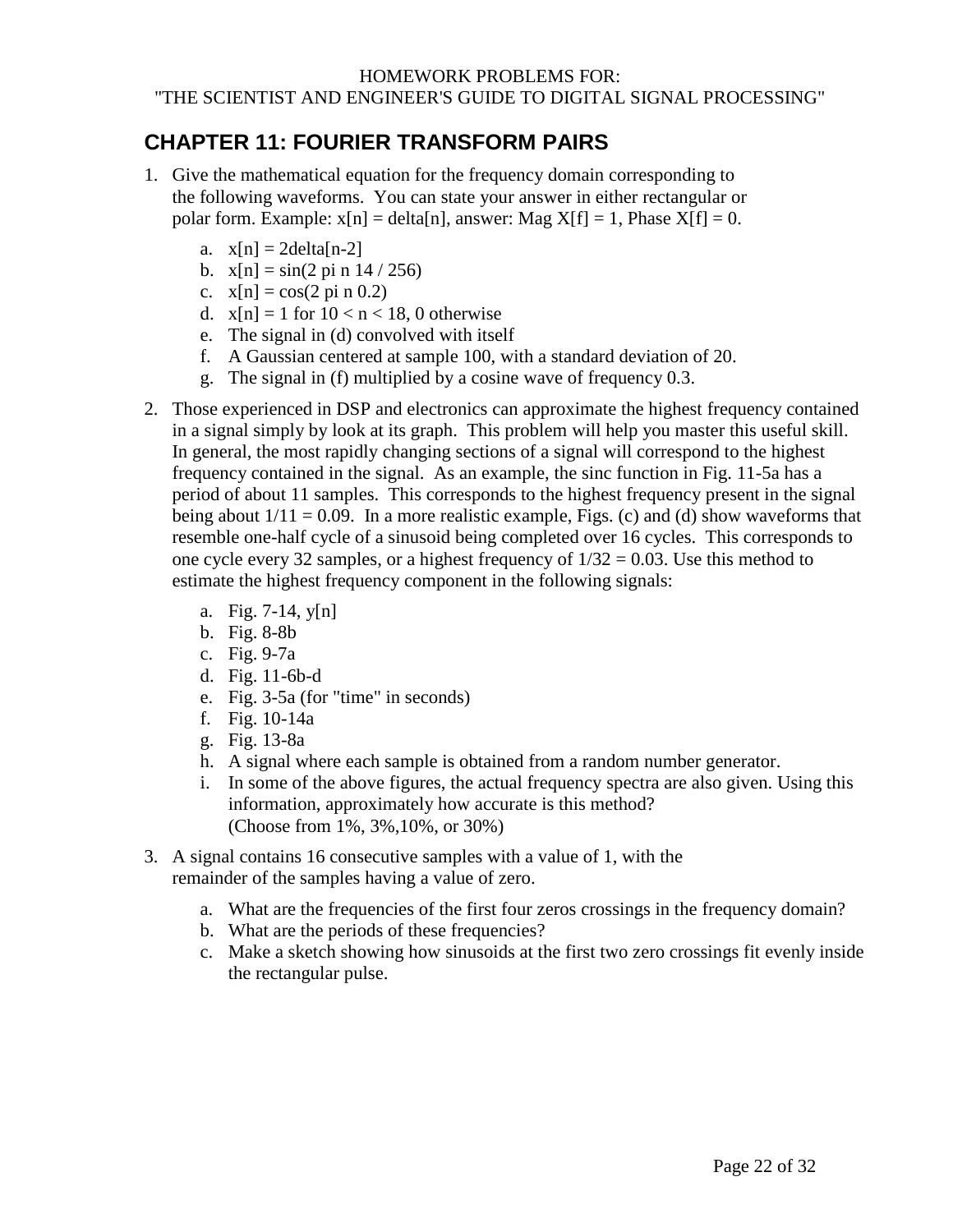HOMEWORK PROBLEMS FOR:
"THE SCIENTIST AND ENGINEER'S GUIDE TO DIGITAL SIGNAL PROCESSING"

## CHAPTER 11: FOURIER TRANSFORM PAIRS

1. Give the mathematical equation for the frequency domain corresponding to the following waveforms. You can state your answer in either rectangular or polar form. Example: x[n] = delta[n], answer: Mag X[f] = 1, Phase X[f] = 0.

   a. x[n] = 2delta[n-2]
   b. x[n] = sin(2 pi n 14 / 256)
   c. x[n] = cos(2 pi n 0.2)
   d. x[n] = 1 for 10 < n < 18, 0 otherwise
   e. The signal in (d) convolved with itself
   f. A Gaussian centered at sample 100, with a standard deviation of 20.
   g. The signal in (f) multiplied by a cosine wave of frequency 0.3.

2. Those experienced in DSP and electronics can approximate the highest frequency contained in a signal simply by look at its graph. This problem will help you master this useful skill. In general, the most rapidly changing sections of a signal will correspond to the highest frequency contained in the signal. As an example, the sinc function in Fig. 11-5a has a period of about 11 samples. This corresponds to the highest frequency present in the signal being about 1/11 = 0.09. In a more realistic example, Figs. (c) and (d) show waveforms that resemble one-half cycle of a sinusoid being completed over 16 cycles. This corresponds to one cycle every 32 samples, or a highest frequency of 1/32 = 0.03. Use this method to estimate the highest frequency component in the following signals:

   a. Fig. 7-14, y[n]
   b. Fig. 8-8b
   c. Fig. 9-7a
   d. Fig. 11-6b-d
   e. Fig. 3-5a (for "time" in seconds)
   f. Fig. 10-14a
   g. Fig. 13-8a
   h. A signal where each sample is obtained from a random number generator.
   i. In some of the above figures, the actual frequency spectra are also given. Using this information, approximately how accurate is this method?
      (Choose from 1%, 3%,10%, or 30%)

3. A signal contains 16 consecutive samples with a value of 1, with the remainder of the samples having a value of zero.

   a. What are the frequencies of the first four zeros crossings in the frequency domain?
   b. What are the periods of these frequencies?
   c. Make a sketch showing how sinusoids at the first two zero crossings fit evenly inside the rectangular pulse.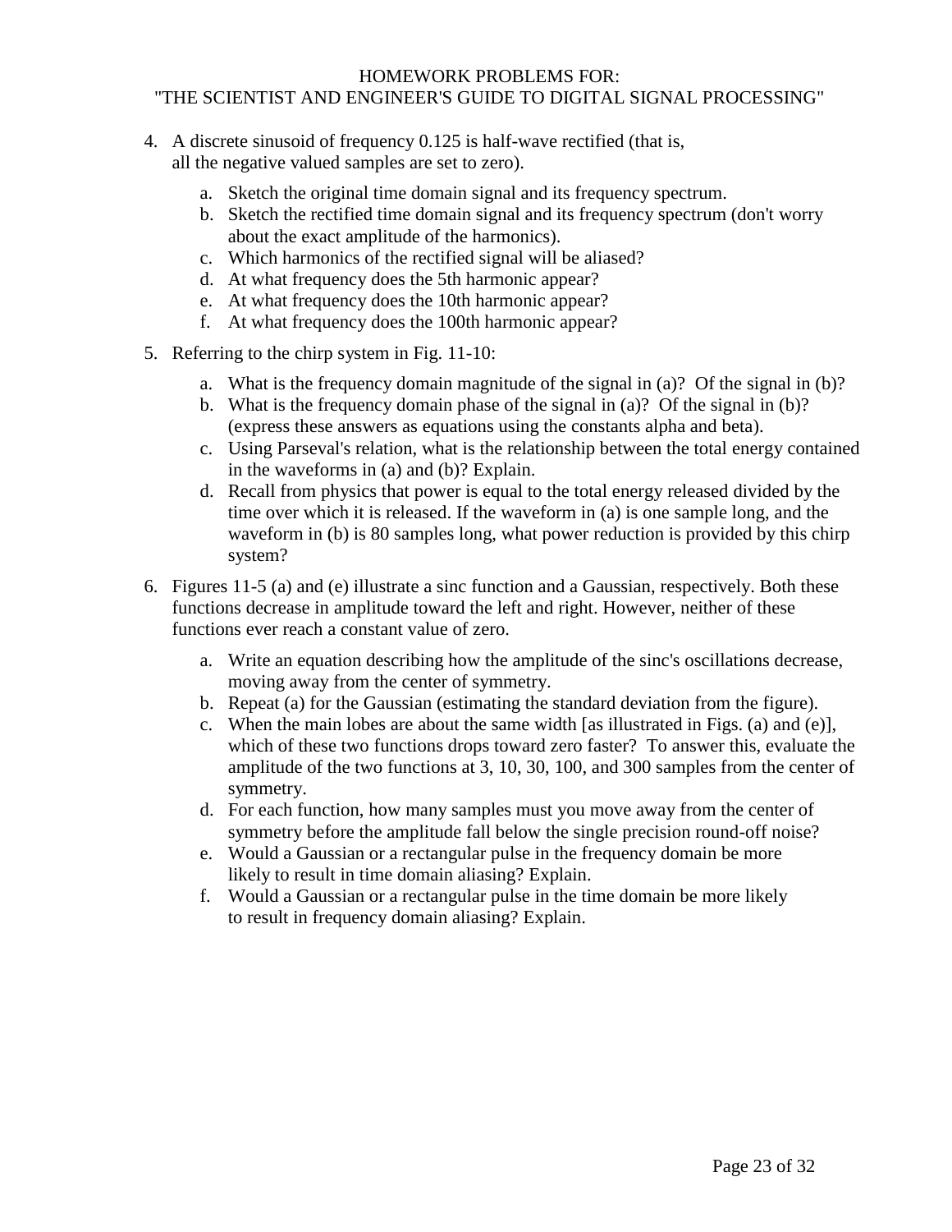HOMEWORK PROBLEMS FOR:
"THE SCIENTIST AND ENGINEER'S GUIDE TO DIGITAL SIGNAL PROCESSING"

4. A discrete sinusoid of frequency 0.125 is half-wave rectified (that is, all the negative valued samples are set to zero).

   a. Sketch the original time domain signal and its frequency spectrum.
   b. Sketch the rectified time domain signal and its frequency spectrum (don't worry about the exact amplitude of the harmonics).
   c. Which harmonics of the rectified signal will be aliased?
   d. At what frequency does the 5th harmonic appear?
   e. At what frequency does the 10th harmonic appear?
   f. At what frequency does the 100th harmonic appear?

5. Referring to the chirp system in Fig. 11-10:

   a. What is the frequency domain magnitude of the signal in (a)? Of the signal in (b)?
   b. What is the frequency domain phase of the signal in (a)? Of the signal in (b)? (express these answers as equations using the constants alpha and beta).
   c. Using Parseval's relation, what is the relationship between the total energy contained in the waveforms in (a) and (b)? Explain.
   d. Recall from physics that power is equal to the total energy released divided by the time over which it is released. If the waveform in (a) is one sample long, and the waveform in (b) is 80 samples long, what power reduction is provided by this chirp system?

6. Figures 11-5 (a) and (e) illustrate a sinc function and a Gaussian, respectively. Both these functions decrease in amplitude toward the left and right. However, neither of these functions ever reach a constant value of zero.

   a. Write an equation describing how the amplitude of the sinc's oscillations decrease, moving away from the center of symmetry.
   b. Repeat (a) for the Gaussian (estimating the standard deviation from the figure).
   c. When the main lobes are about the same width [as illustrated in Figs. (a) and (e)], which of these two functions drops toward zero faster? To answer this, evaluate the amplitude of the two functions at 3, 10, 30, 100, and 300 samples from the center of symmetry.
   d. For each function, how many samples must you move away from the center of symmetry before the amplitude fall below the single precision round-off noise?
   e. Would a Gaussian or a rectangular pulse in the frequency domain be more likely to result in time domain aliasing? Explain.
   f. Would a Gaussian or a rectangular pulse in the time domain be more likely to result in frequency domain aliasing? Explain.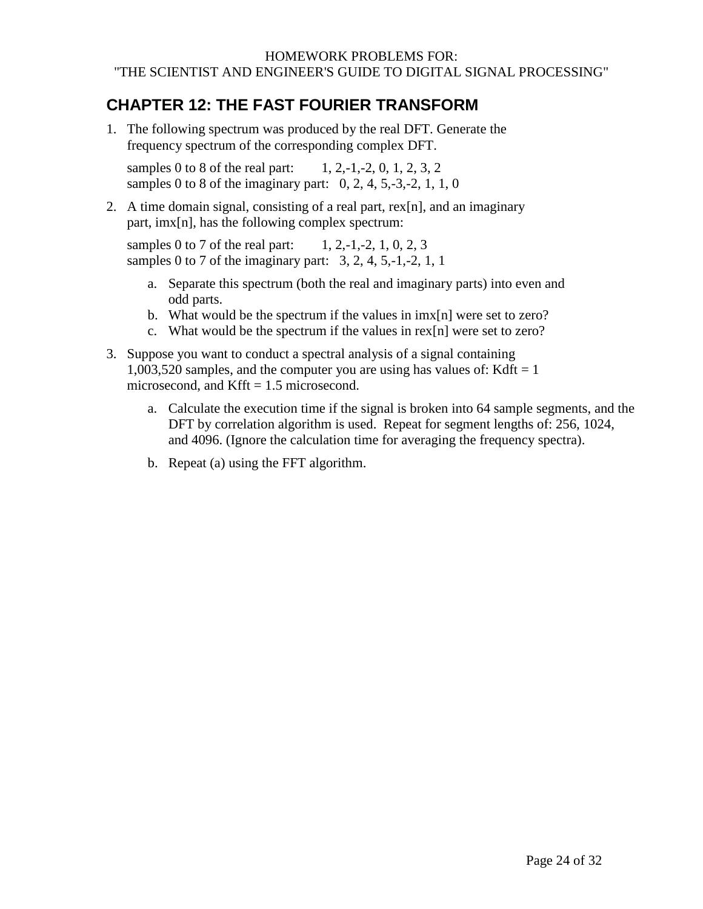HOMEWORK PROBLEMS FOR:
"THE SCIENTIST AND ENGINEER'S GUIDE TO DIGITAL SIGNAL PROCESSING"

## CHAPTER 12: THE FAST FOURIER TRANSFORM

1. The following spectrum was produced by the real DFT. Generate the frequency spectrum of the corresponding complex DFT.

   samples 0 to 8 of the real part: 1, 2,-1,-2, 0, 1, 2, 3, 2
   samples 0 to 8 of the imaginary part: 0, 2, 4, 5,-3,-2, 1, 1, 0

2. A time domain signal, consisting of a real part, rex[n], and an imaginary part, imx[n], has the following complex spectrum:

   samples 0 to 7 of the real part: 1, 2,-1,-2, 1, 0, 2, 3
   samples 0 to 7 of the imaginary part: 3, 2, 4, 5,-1,-2, 1, 1

   a. Separate this spectrum (both the real and imaginary parts) into even and odd parts.
   b. What would be the spectrum if the values in imx[n] were set to zero?
   c. What would be the spectrum if the values in rex[n] were set to zero?

3. Suppose you want to conduct a spectral analysis of a signal containing 1,003,520 samples, and the computer you are using has values of: Kdft = 1 microsecond, and Kfft = 1.5 microsecond.

   a. Calculate the execution time if the signal is broken into 64 sample segments, and the DFT by correlation algorithm is used. Repeat for segment lengths of: 256, 1024, and 4096. (Ignore the calculation time for averaging the frequency spectra).

   b. Repeat (a) using the FFT algorithm.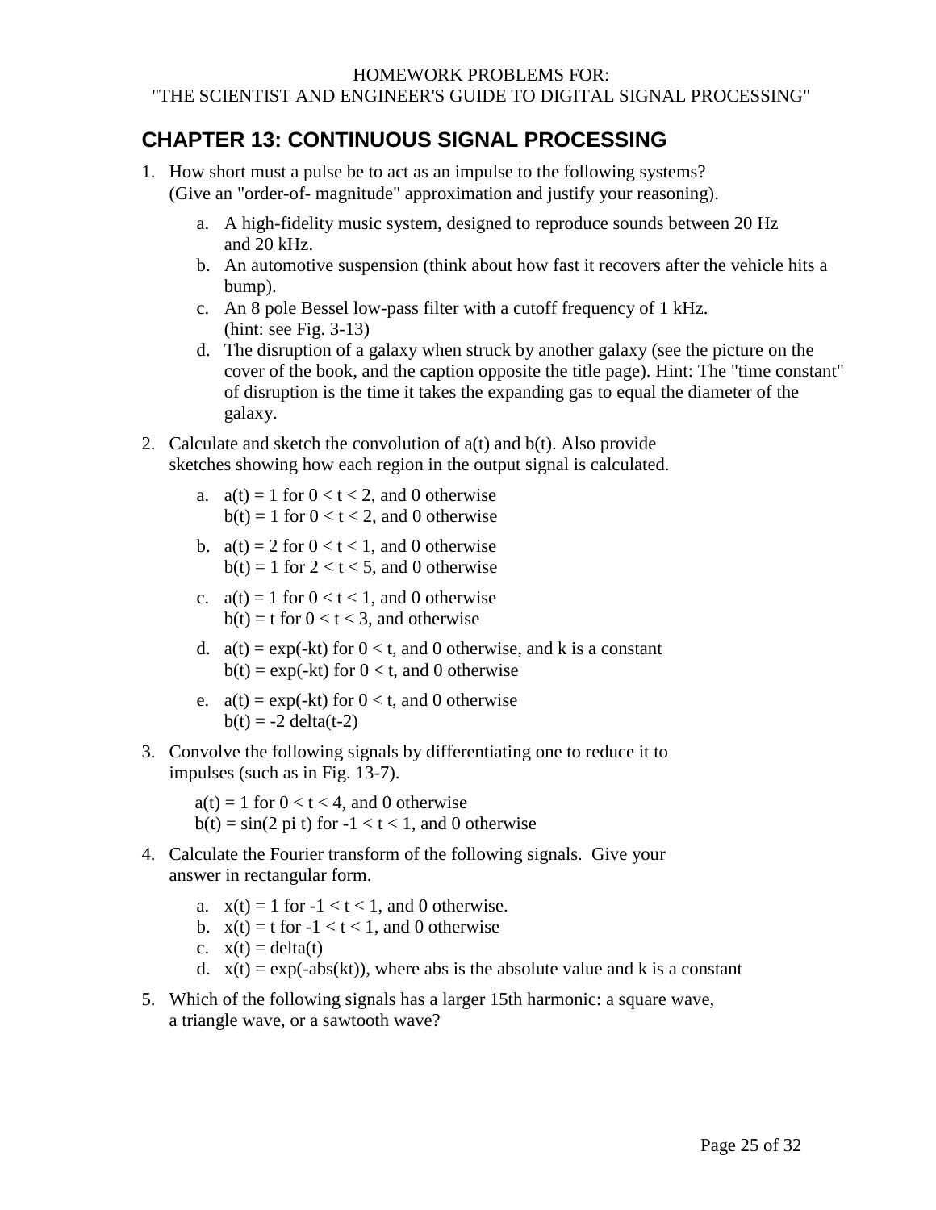HOMEWORK PROBLEMS FOR:
"THE SCIENTIST AND ENGINEER'S GUIDE TO DIGITAL SIGNAL PROCESSING"

## CHAPTER 13: CONTINUOUS SIGNAL PROCESSING

1. How short must a pulse be to act as an impulse to the following systems? (Give an "order-of- magnitude" approximation and justify your reasoning).

   a. A high-fidelity music system, designed to reproduce sounds between 20 Hz and 20 kHz.
   b. An automotive suspension (think about how fast it recovers after the vehicle hits a bump).
   c. An 8 pole Bessel low-pass filter with a cutoff frequency of 1 kHz. (hint: see Fig. 3-13)
   d. The disruption of a galaxy when struck by another galaxy (see the picture on the cover of the book, and the caption opposite the title page). Hint: The "time constant" of disruption is the time it takes the expanding gas to equal the diameter of the galaxy.

2. Calculate and sketch the convolution of a(t) and b(t). Also provide sketches showing how each region in the output signal is calculated.

   a. a(t) = 1 for 0 < t < 2, and 0 otherwise
      b(t) = 1 for 0 < t < 2, and 0 otherwise
   b. a(t) = 2 for 0 < t < 1, and 0 otherwise
      b(t) = 1 for 2 < t < 5, and 0 otherwise
   c. a(t) = 1 for 0 < t < 1, and 0 otherwise
      b(t) = t for 0 < t < 3, and otherwise
   d. a(t) = exp(-kt) for 0 < t, and 0 otherwise, and k is a constant
      b(t) = exp(-kt) for 0 < t, and 0 otherwise
   e. a(t) = exp(-kt) for 0 < t, and 0 otherwise
      b(t) = -2 delta(t-2)

3. Convolve the following signals by differentiating one to reduce it to impulses (such as in Fig. 13-7).

   a(t) = 1 for 0 < t < 4, and 0 otherwise
   b(t) = sin(2 pi t) for -1 < t < 1, and 0 otherwise

4. Calculate the Fourier transform of the following signals. Give your answer in rectangular form.

   a. x(t) = 1 for -1 < t < 1, and 0 otherwise.
   b. x(t) = t for -1 < t < 1, and 0 otherwise
   c. x(t) = delta(t)
   d. x(t) = exp(-abs(kt)), where abs is the absolute value and k is a constant

5. Which of the following signals has a larger 15th harmonic: a square wave, a triangle wave, or a sawtooth wave?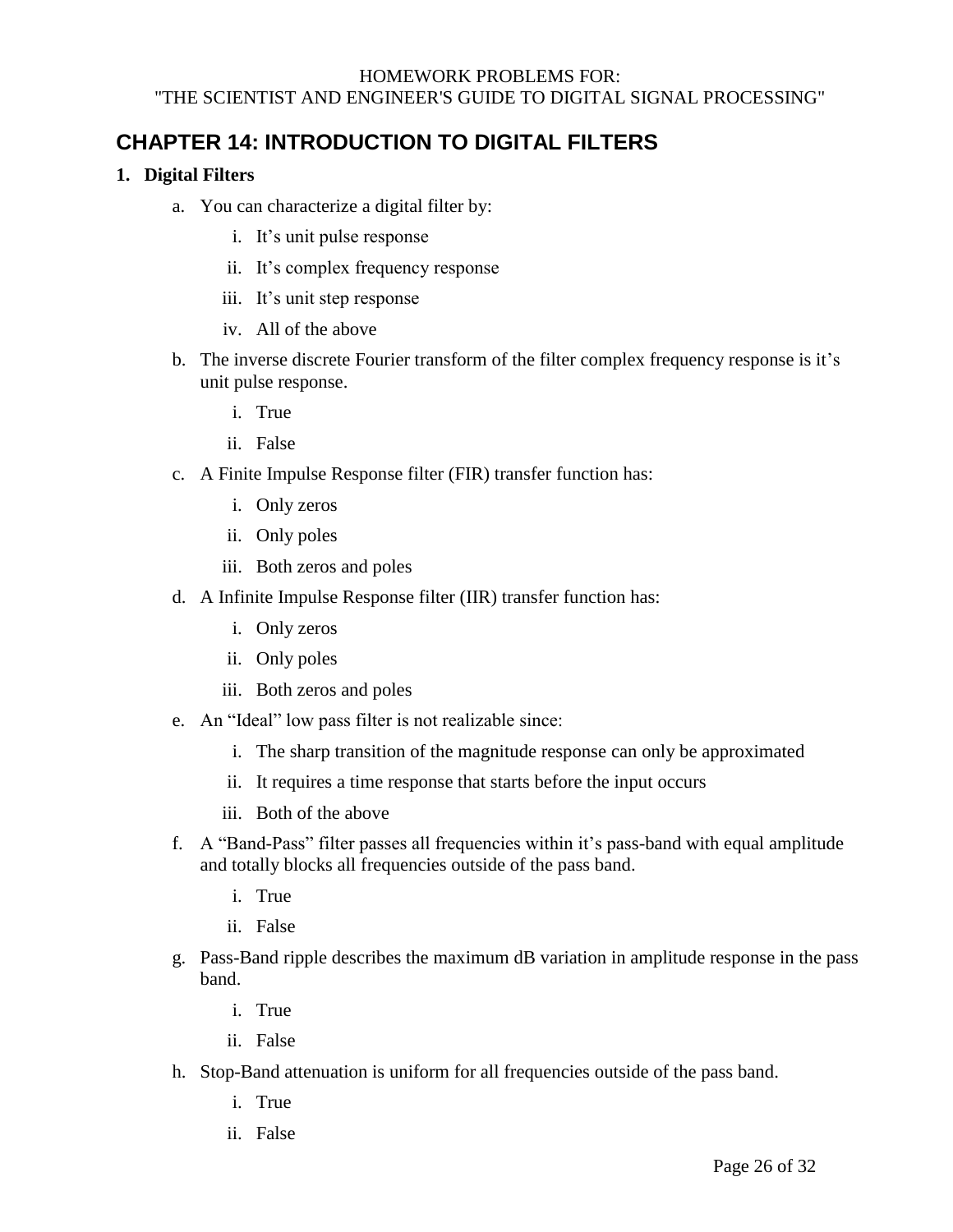HOMEWORK PROBLEMS FOR:
"THE SCIENTIST AND ENGINEER'S GUIDE TO DIGITAL SIGNAL PROCESSING"

## CHAPTER 14: INTRODUCTION TO DIGITAL FILTERS

**1. Digital Filters**

a. You can characterize a digital filter by:

   i. It's unit pulse response

   ii. It's complex frequency response

   iii. It's unit step response

   iv. All of the above

b. The inverse discrete Fourier transform of the filter complex frequency response is it's unit pulse response.

   i. True

   ii. False

c. A Finite Impulse Response filter (FIR) transfer function has:

   i. Only zeros

   ii. Only poles

   iii. Both zeros and poles

d. A Infinite Impulse Response filter (IIR) transfer function has:

   i. Only zeros

   ii. Only poles

   iii. Both zeros and poles

e. An "Ideal" low pass filter is not realizable since:

   i. The sharp transition of the magnitude response can only be approximated

   ii. It requires a time response that starts before the input occurs

   iii. Both of the above

f. A "Band-Pass" filter passes all frequencies within it's pass-band with equal amplitude and totally blocks all frequencies outside of the pass band.

   i. True

   ii. False

g. Pass-Band ripple describes the maximum dB variation in amplitude response in the pass band.

   i. True

   ii. False

h. Stop-Band attenuation is uniform for all frequencies outside of the pass band.

   i. True

   ii. False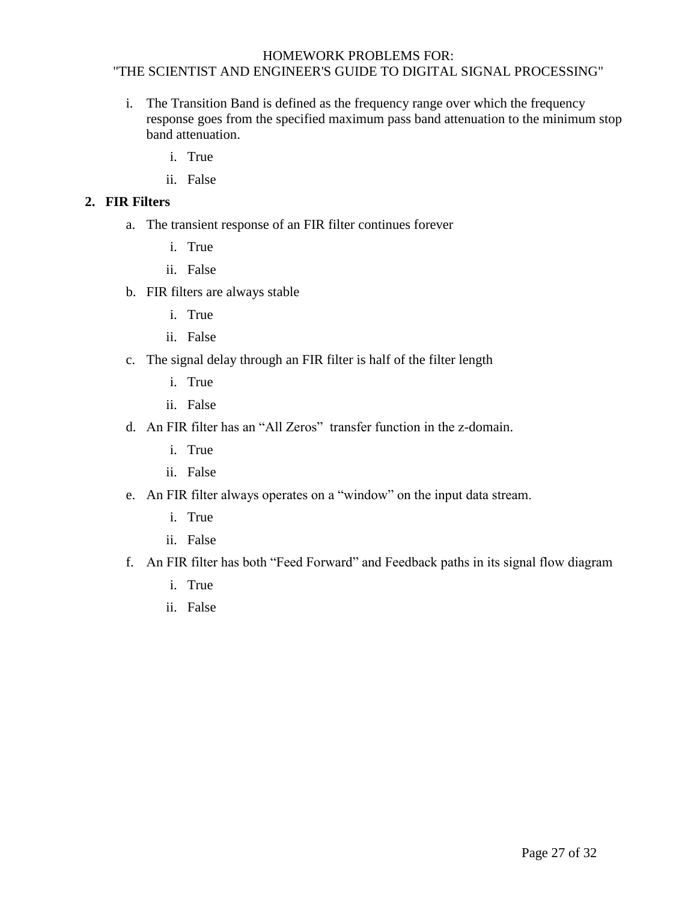i. The Transition Band is defined as the frequency range over which the frequency response goes from the specified maximum pass band attenuation to the minimum stop band attenuation.

   i. True

   ii. False

## 2. FIR Filters

a. The transient response of an FIR filter continues forever

   i. True

   ii. False

b. FIR filters are always stable

   i. True

   ii. False

c. The signal delay through an FIR filter is half of the filter length

   i. True

   ii. False

d. An FIR filter has an "All Zeros" transfer function in the z-domain.

   i. True

   ii. False

e. An FIR filter always operates on a "window" on the input data stream.

   i. True

   ii. False

f. An FIR filter has both "Feed Forward" and Feedback paths in its signal flow diagram

   i. True

   ii. False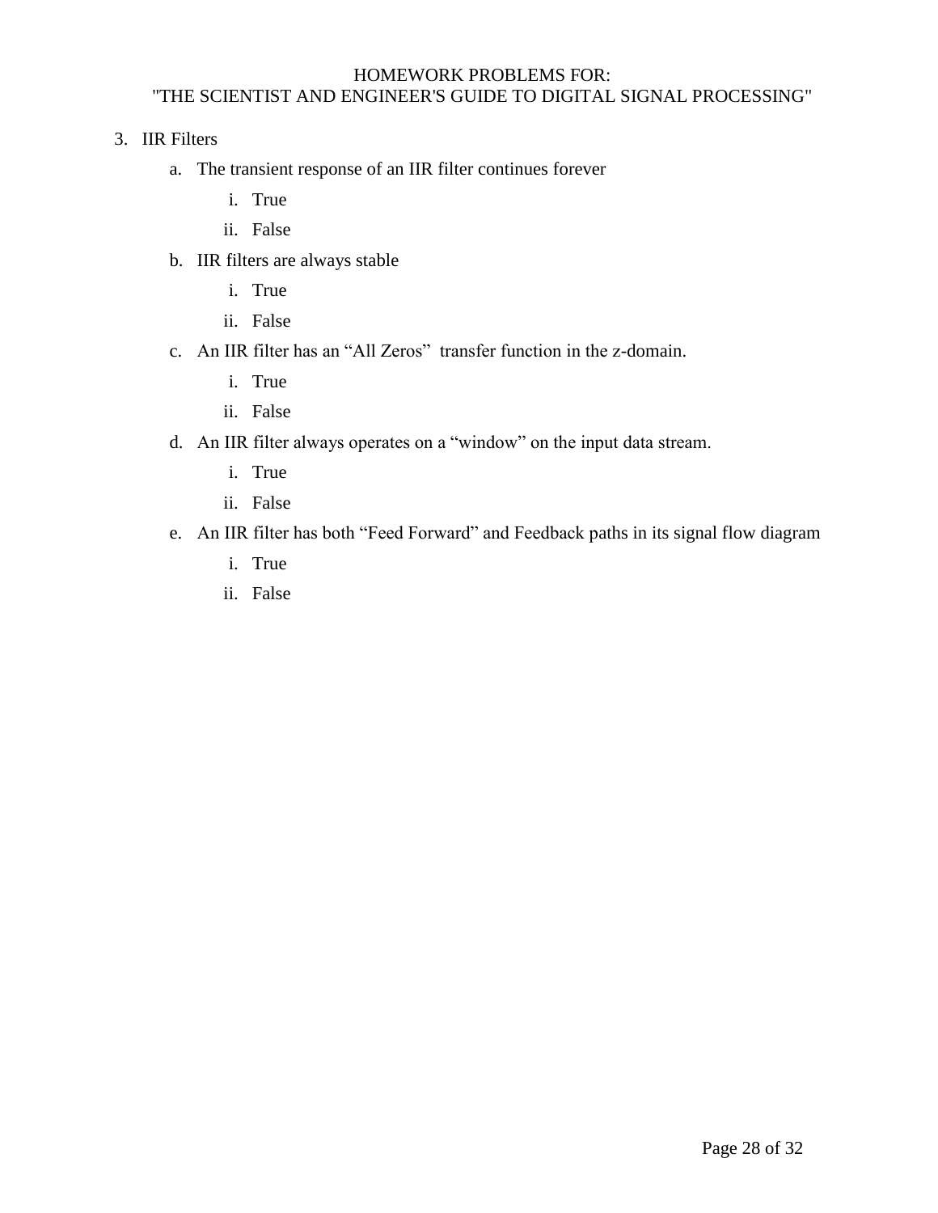3. IIR Filters
    a. The transient response of an IIR filter continues forever
        i. True
        ii. False
    b. IIR filters are always stable
        i. True
        ii. False
    c. An IIR filter has an “All Zeros” transfer function in the z-domain.
        i. True
        ii. False
    d. An IIR filter always operates on a “window” on the input data stream.
        i. True
        ii. False
    e. An IIR filter has both “Feed Forward” and Feedback paths in its signal flow diagram
        i. True
        ii. False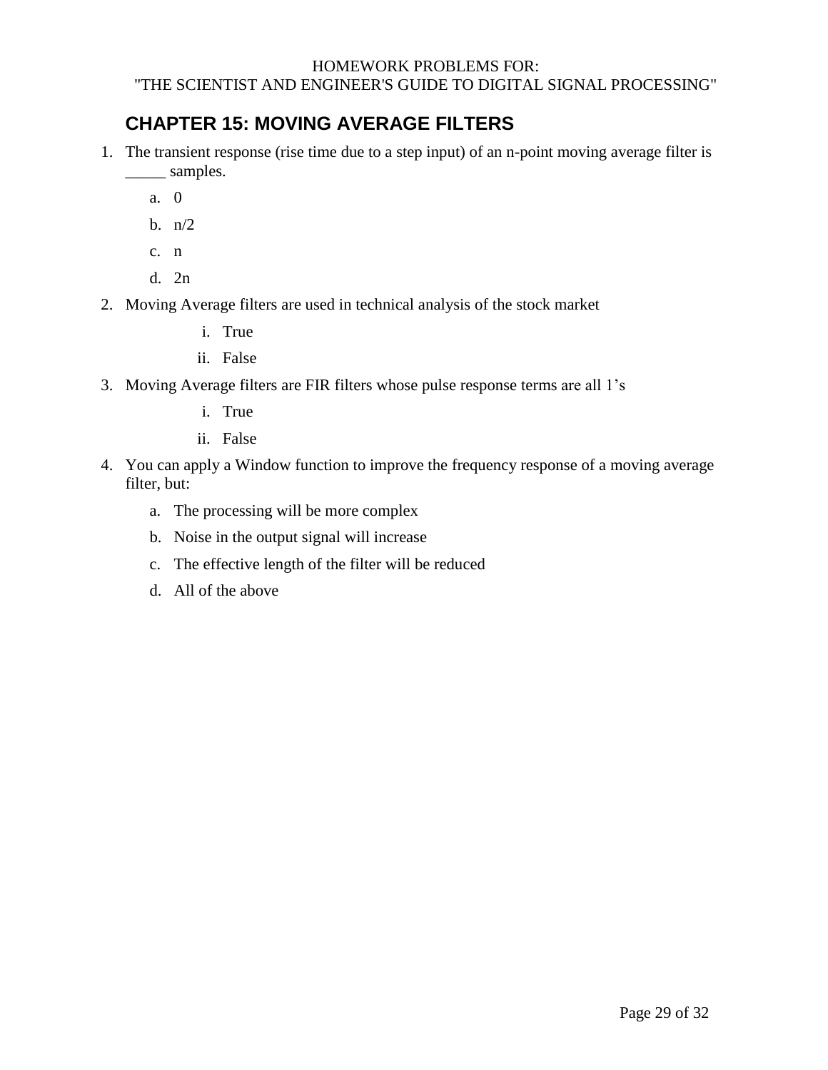HOMEWORK PROBLEMS FOR:
"THE SCIENTIST AND ENGINEER'S GUIDE TO DIGITAL SIGNAL PROCESSING"

## CHAPTER 15: MOVING AVERAGE FILTERS

1. The transient response (rise time due to a step input) of an n-point moving average filter is _____ samples.
   a. 0
   b. n/2
   c. n
   d. 2n
2. Moving Average filters are used in technical analysis of the stock market
   i. True
   ii. False
3. Moving Average filters are FIR filters whose pulse response terms are all 1's
   i. True
   ii. False
4. You can apply a Window function to improve the frequency response of a moving average filter, but:
   a. The processing will be more complex
   b. Noise in the output signal will increase
   c. The effective length of the filter will be reduced
   d. All of the above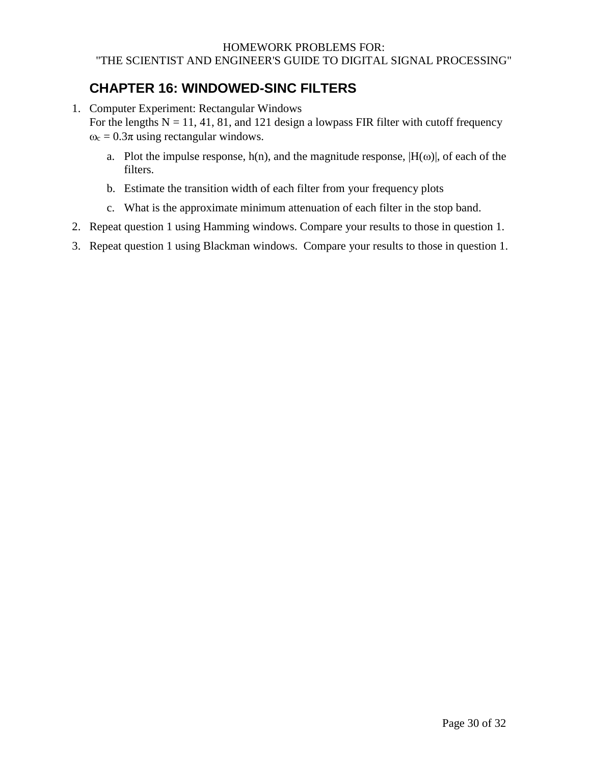HOMEWORK PROBLEMS FOR:
"THE SCIENTIST AND ENGINEER'S GUIDE TO DIGITAL SIGNAL PROCESSING"

## CHAPTER 16: WINDOWED-SINC FILTERS

1. Computer Experiment: Rectangular Windows
   For the lengths N = 11, 41, 81, and 121 design a lowpass FIR filter with cutoff frequency $\omega_c = 0.3\pi$ using rectangular windows.
   a. Plot the impulse response, h(n), and the magnitude response, $|H(\omega)|$, of each of the filters.
   b. Estimate the transition width of each filter from your frequency plots
   c. What is the approximate minimum attenuation of each filter in the stop band.
2. Repeat question 1 using Hamming windows. Compare your results to those in question 1.
3. Repeat question 1 using Blackman windows. Compare your results to those in question 1.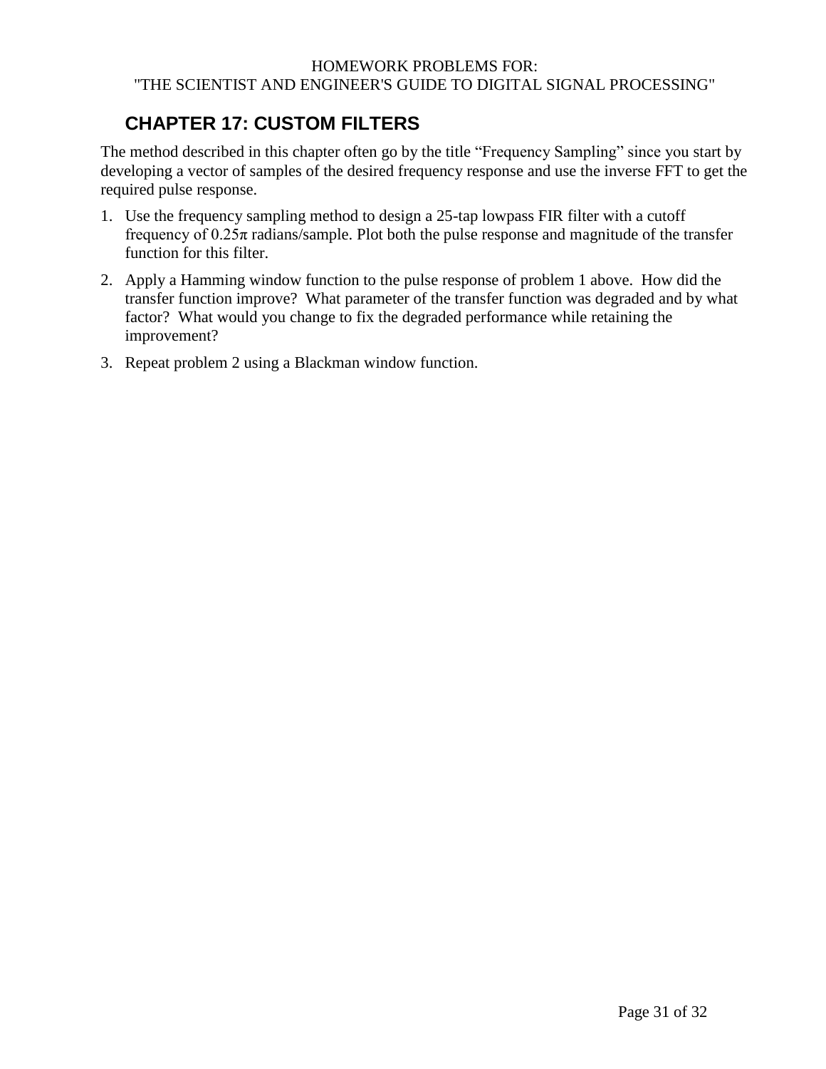## CHAPTER 17: CUSTOM FILTERS

The method described in this chapter often go by the title "Frequency Sampling" since you start by developing a vector of samples of the desired frequency response and use the inverse FFT to get the required pulse response.

1. Use the frequency sampling method to design a 25-tap lowpass FIR filter with a cutoff frequency of $0.25\pi$ radians/sample. Plot both the pulse response and magnitude of the transfer function for this filter.
2. Apply a Hamming window function to the pulse response of problem 1 above. How did the transfer function improve? What parameter of the transfer function was degraded and by what factor? What would you change to fix the degraded performance while retaining the improvement?
3. Repeat problem 2 using a Blackman window function.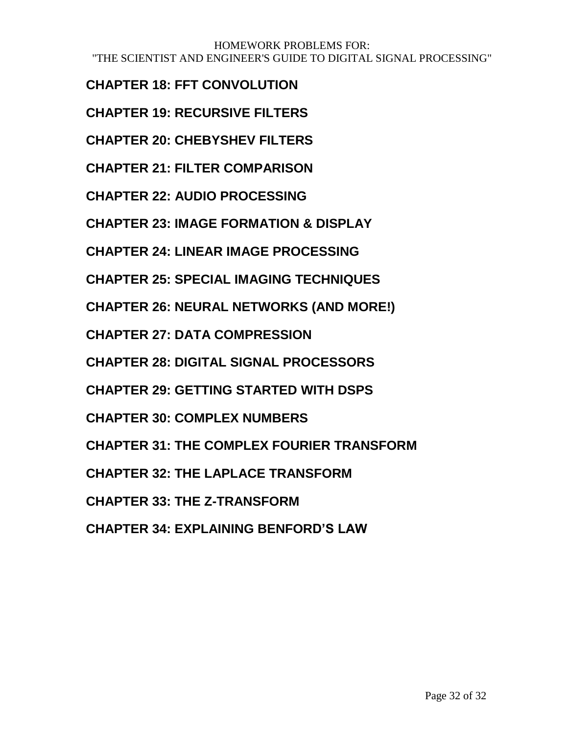## CHAPTER 18: FFT CONVOLUTION

## CHAPTER 19: RECURSIVE FILTERS

## CHAPTER 20: CHEBYSHEV FILTERS

## CHAPTER 21: FILTER COMPARISON

## CHAPTER 22: AUDIO PROCESSING

## CHAPTER 23: IMAGE FORMATION & DISPLAY

## CHAPTER 24: LINEAR IMAGE PROCESSING

## CHAPTER 25: SPECIAL IMAGING TECHNIQUES

## CHAPTER 26: NEURAL NETWORKS (AND MORE!)

## CHAPTER 27: DATA COMPRESSION

## CHAPTER 28: DIGITAL SIGNAL PROCESSORS

## CHAPTER 29: GETTING STARTED WITH DSPS

## CHAPTER 30: COMPLEX NUMBERS

## CHAPTER 31: THE COMPLEX FOURIER TRANSFORM

## CHAPTER 32: THE LAPLACE TRANSFORM

## CHAPTER 33: THE Z-TRANSFORM

## CHAPTER 34: EXPLAINING BENFORD'S LAW